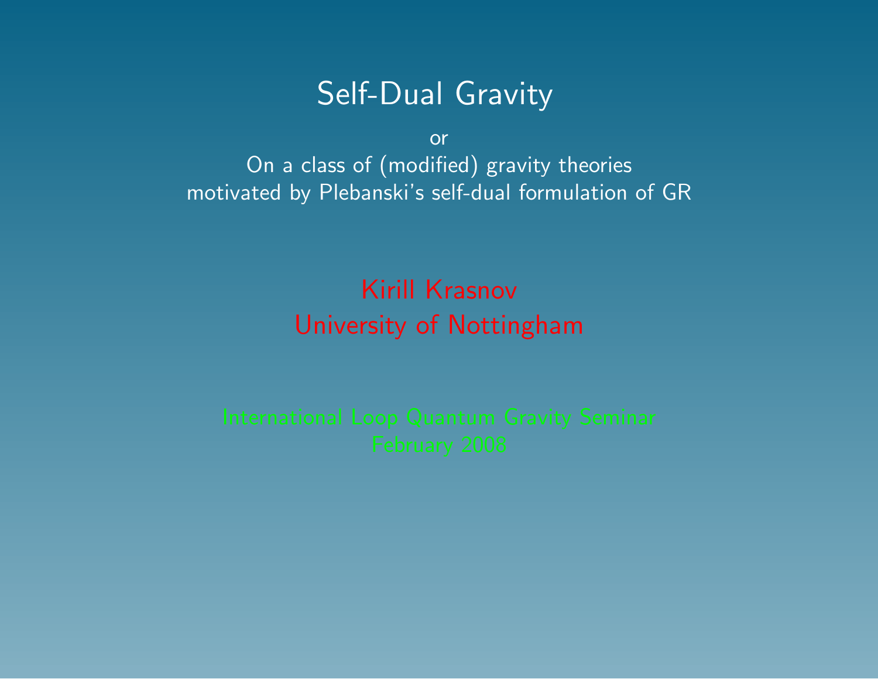# Self-Dual Gravity

or

On a class of (modified) gravity theories
motivated by Plebanski's self-dual formulation of GR

Kirill Krasnov
University of Nottingham

International Loop Quantum Gravity Seminar
February 2008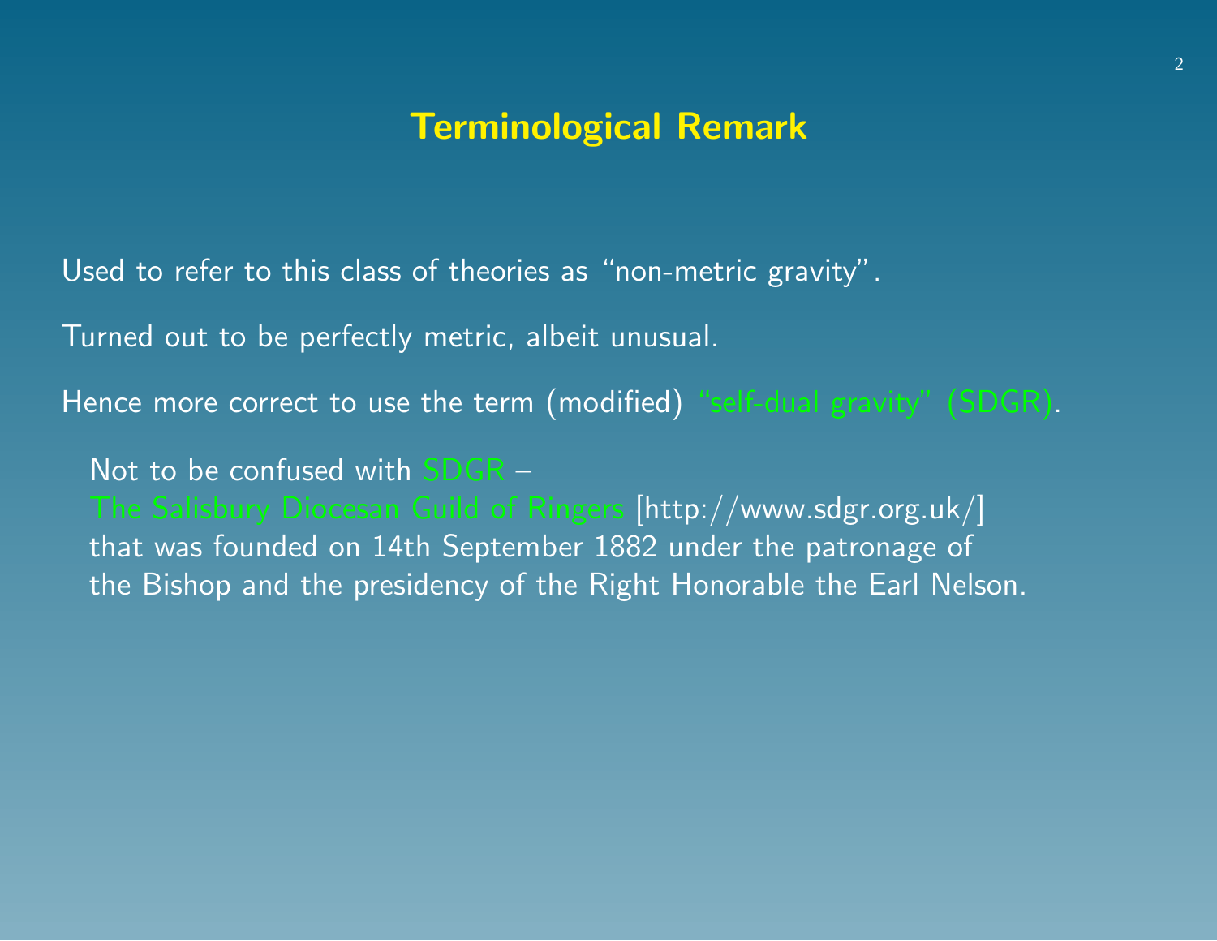## Terminological Remark

Used to refer to this class of theories as "non-metric gravity".

Turned out to be perfectly metric, albeit unusual.

Hence more correct to use the term (modified) "self-dual gravity" (SDGR).

> Not to be confused with SDGR –
> The Salisbury Diocesan Guild of Ringers [http://www.sdgr.org.uk/]
> that was founded on 14th September 1882 under the patronage of
> the Bishop and the presidency of the Right Honorable the Earl Nelson.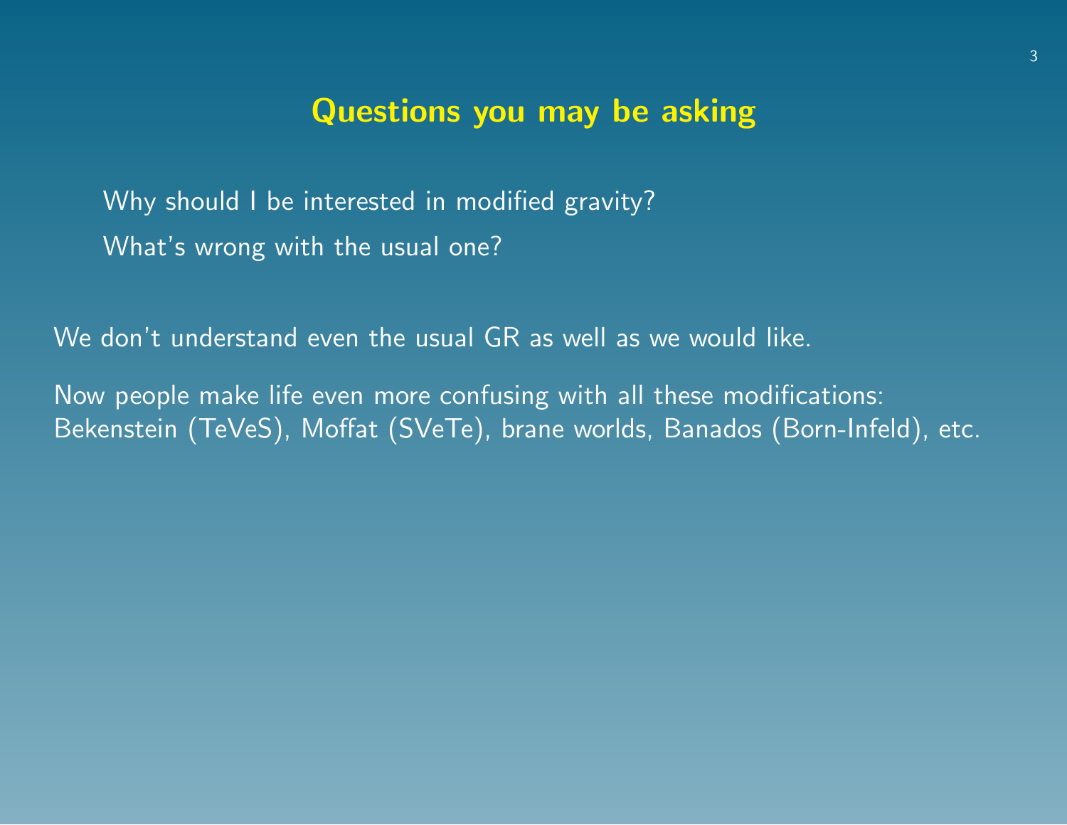## Questions you may be asking

Why should I be interested in modified gravity?

What's wrong with the usual one?

We don't understand even the usual GR as well as we would like.

Now people make life even more confusing with all these modifications:
Bekenstein (TeVeS), Moffat (SVeTe), brane worlds, Banados (Born-Infeld), etc.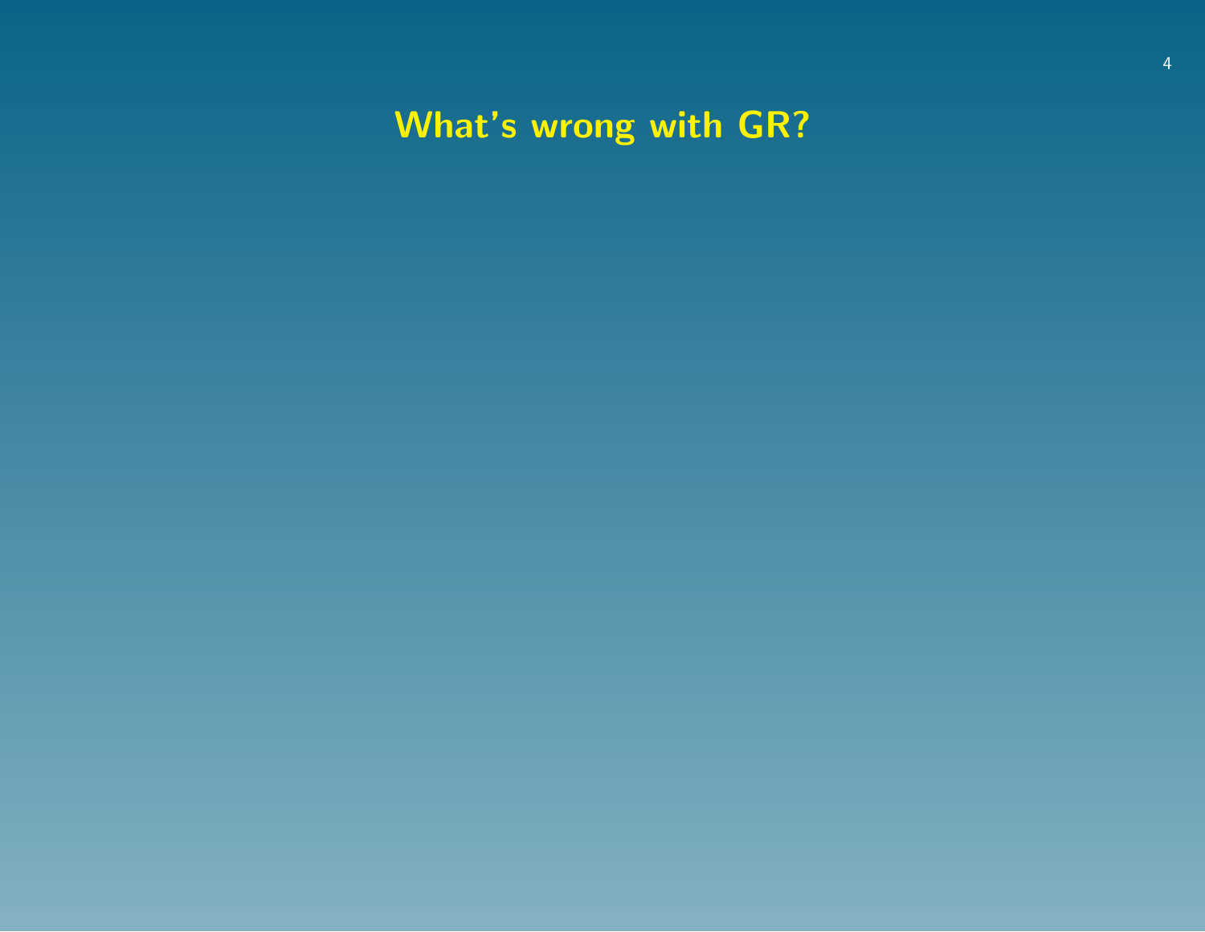# What's wrong with GR?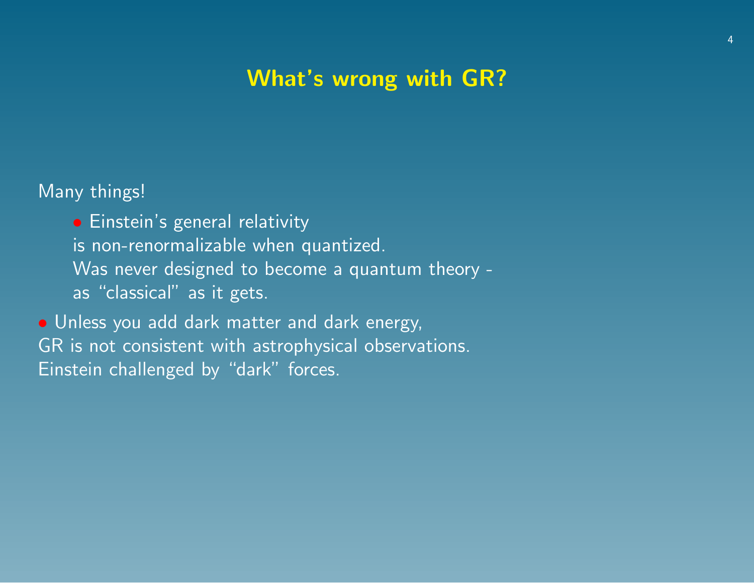## What's wrong with GR?

Many things!

- Einstein's general relativity
  is non-renormalizable when quantized.
  Was never designed to become a quantum theory -
  as "classical" as it gets.

- Unless you add dark matter and dark energy,
  GR is not consistent with astrophysical observations.
  Einstein challenged by "dark" forces.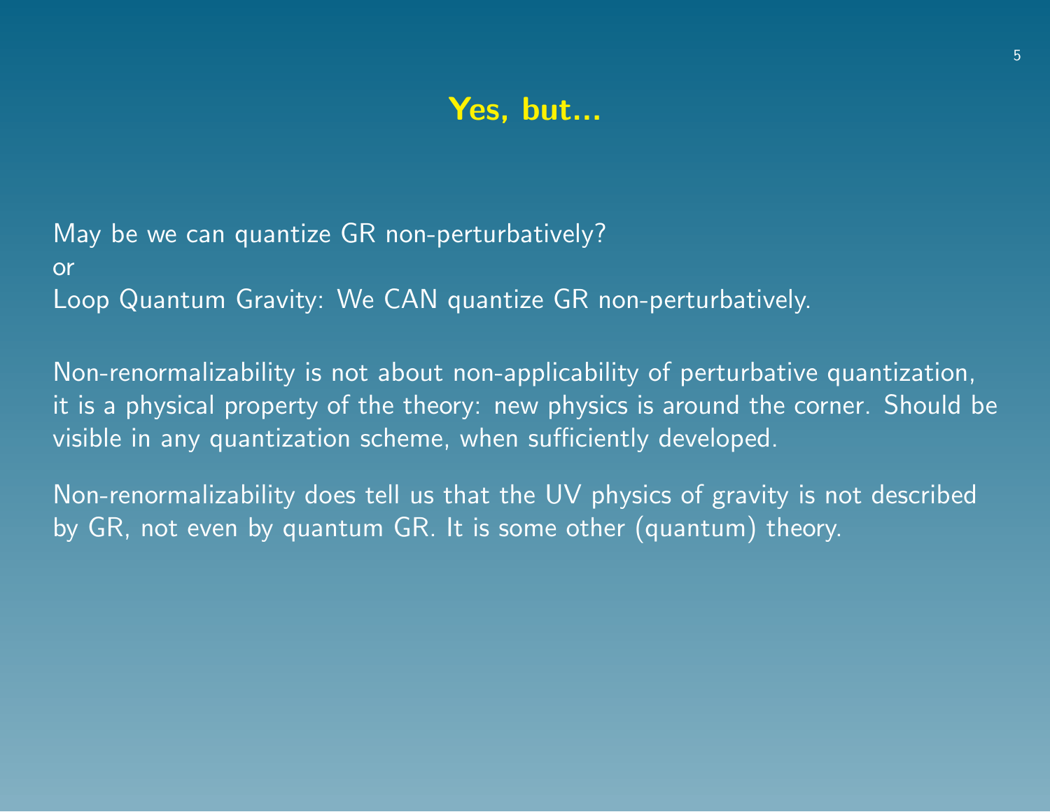## Yes, but...

May be we can quantize GR non-perturbatively?
or
Loop Quantum Gravity: We CAN quantize GR non-perturbatively.

Non-renormalizability is not about non-applicability of perturbative quantization, it is a physical property of the theory: new physics is around the corner. Should be visible in any quantization scheme, when sufficiently developed.

Non-renormalizability does tell us that the UV physics of gravity is not described by GR, not even by quantum GR. It is some other (quantum) theory.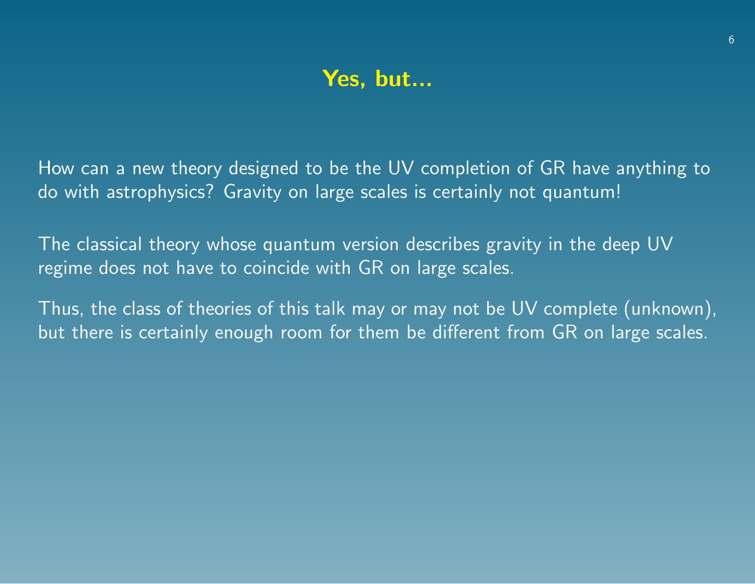# Yes, but...

How can a new theory designed to be the UV completion of GR have anything to do with astrophysics? Gravity on large scales is certainly not quantum!

The classical theory whose quantum version describes gravity in the deep UV regime does not have to coincide with GR on large scales.

Thus, the class of theories of this talk may or may not be UV complete (unknown), but there is certainly enough room for them be different from GR on large scales.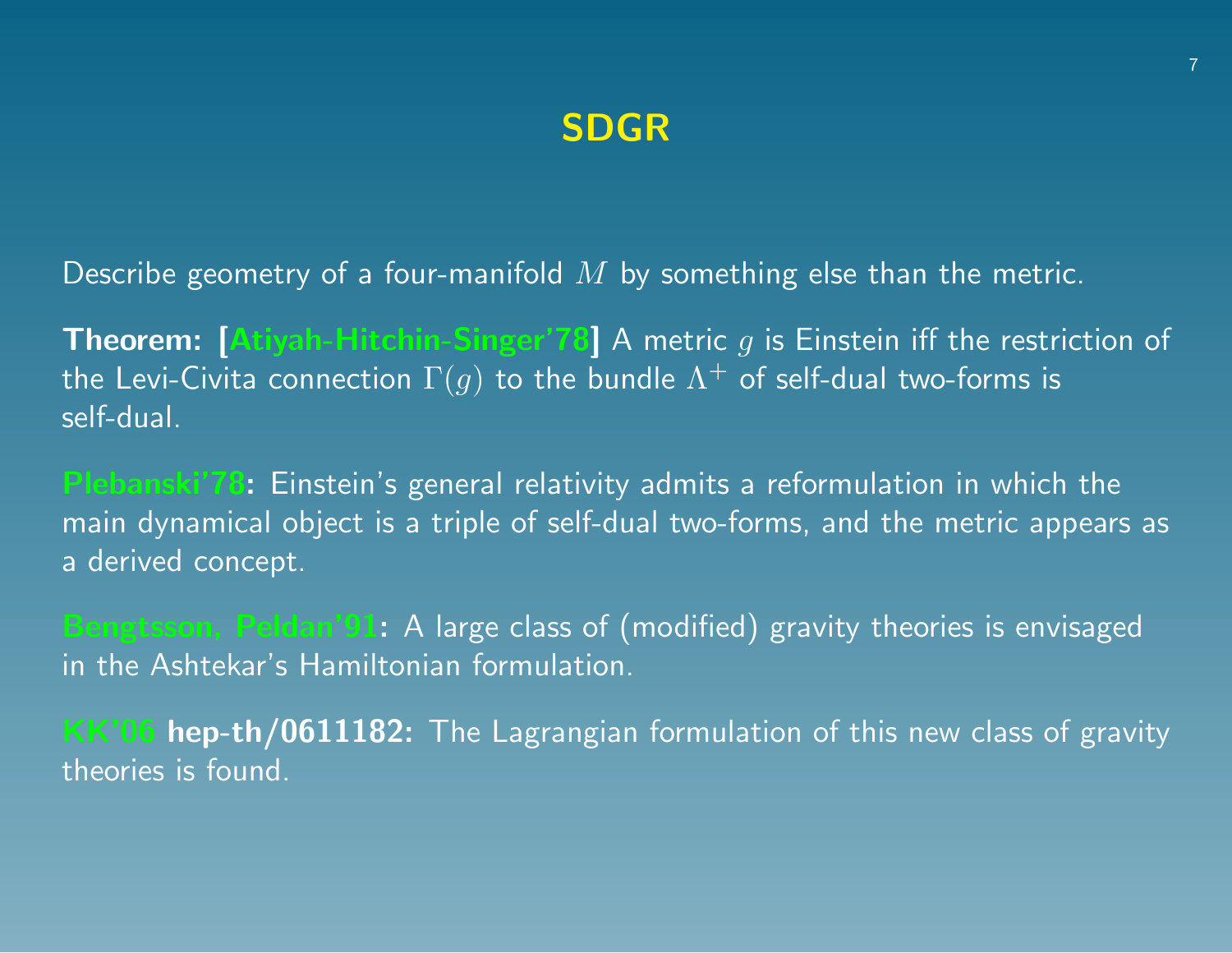# SDGR

Describe geometry of a four-manifold $M$ by something else than the metric.

**Theorem: [Atiyah-Hitchin-Singer'78]** A metric $g$ is Einstein iff the restriction of the Levi-Civita connection $\Gamma(g)$ to the bundle $\Lambda^+$ of self-dual two-forms is self-dual.

**Plebanski'78:** Einstein's general relativity admits a reformulation in which the main dynamical object is a triple of self-dual two-forms, and the metric appears as a derived concept.

**Bengtsson, Peldan'91:** A large class of (modified) gravity theories is envisaged in the Ashtekar's Hamiltonian formulation.

**KK'06 hep-th/0611182:** The Lagrangian formulation of this new class of gravity theories is found.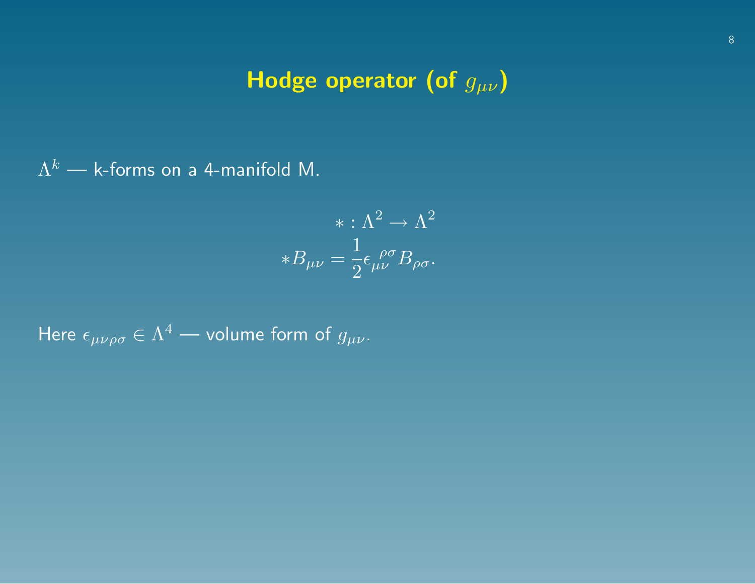# Hodge operator (of $g_{\mu\nu}$)

$\Lambda^k$ — k-forms on a 4-manifold M.

$$
\begin{gathered}
* : \Lambda^2 \to \Lambda^2 \\
*B_{\mu\nu} = \frac{1}{2} \epsilon_{\mu\nu}^{\ \ \rho\sigma} B_{\rho\sigma}.
\end{gathered}
$$

Here $\epsilon_{\mu\nu\rho\sigma} \in \Lambda^4$ — volume form of $g_{\mu\nu}$.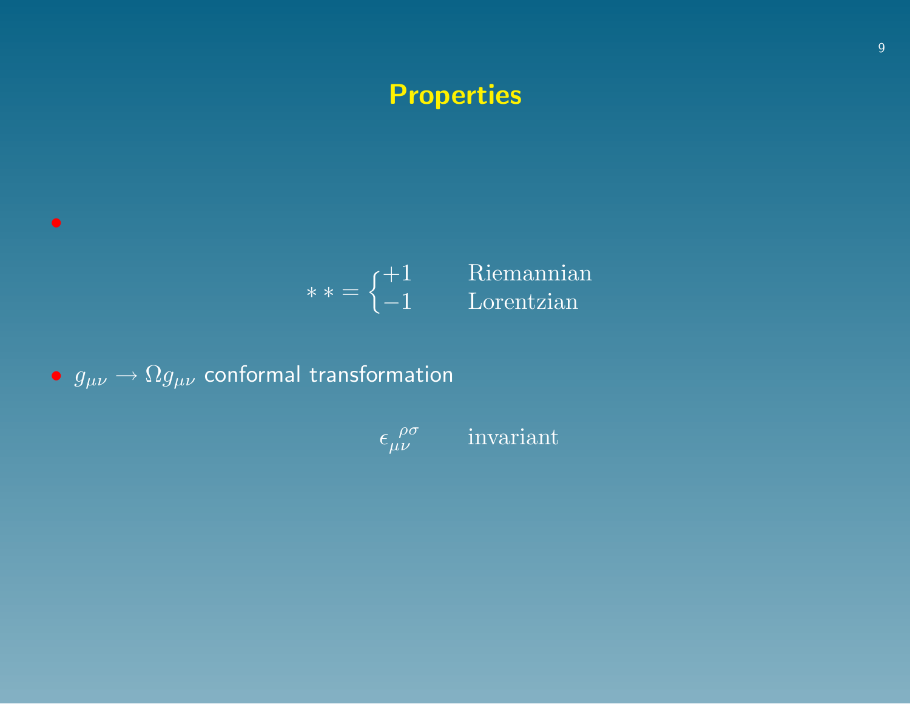# Properties

- $$** = \begin{cases} +1 & \text{Riemannian} \\ -1 & \text{Lorentzian} \end{cases}$$

- $g_{\mu\nu} \rightarrow \Omega g_{\mu\nu}$ conformal transformation

$$\epsilon_{\mu\nu}{}^{\rho\sigma} \qquad \text{invariant}$$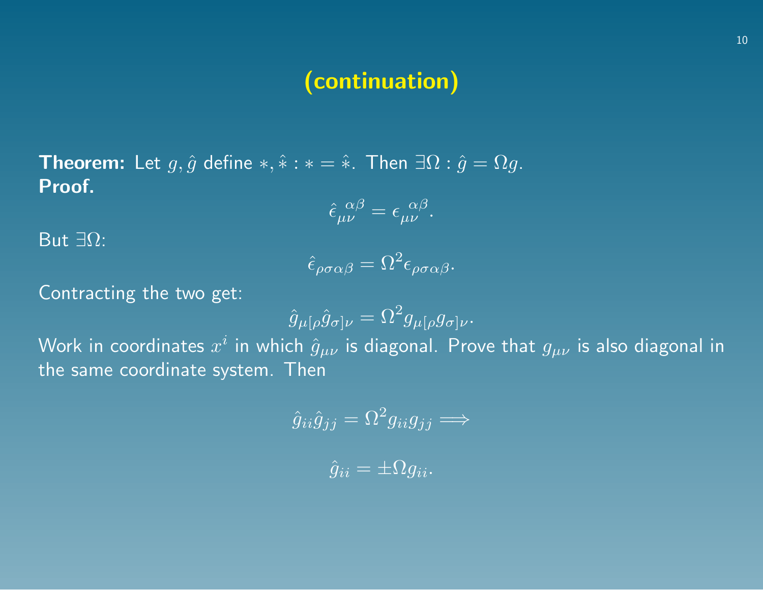# (continuation)

**Theorem:** Let $g, \hat{g}$ define $*, \hat{*} : * = \hat{*}$. Then $\exists \Omega : \hat{g} = \Omega g$.
**Proof.**

$$\hat{\epsilon}_{\mu\nu}^{\ \ \alpha\beta} = \epsilon_{\mu\nu}^{\ \ \alpha\beta}.$$

But $\exists \Omega$:

$$\hat{\epsilon}_{\rho\sigma\alpha\beta} = \Omega^2 \epsilon_{\rho\sigma\alpha\beta}.$$

Contracting the two get:

$$\hat{g}_{\mu[\rho}\hat{g}_{\sigma]\nu} = \Omega^2 g_{\mu[\rho}g_{\sigma]\nu}.$$

Work in coordinates $x^i$ in which $\hat{g}_{\mu\nu}$ is diagonal. Prove that $g_{\mu\nu}$ is also diagonal in the same coordinate system. Then

$$\hat{g}_{ii}\hat{g}_{jj} = \Omega^2 g_{ii}g_{jj} \Longrightarrow$$

$$\hat{g}_{ii} = \pm \Omega g_{ii}.$$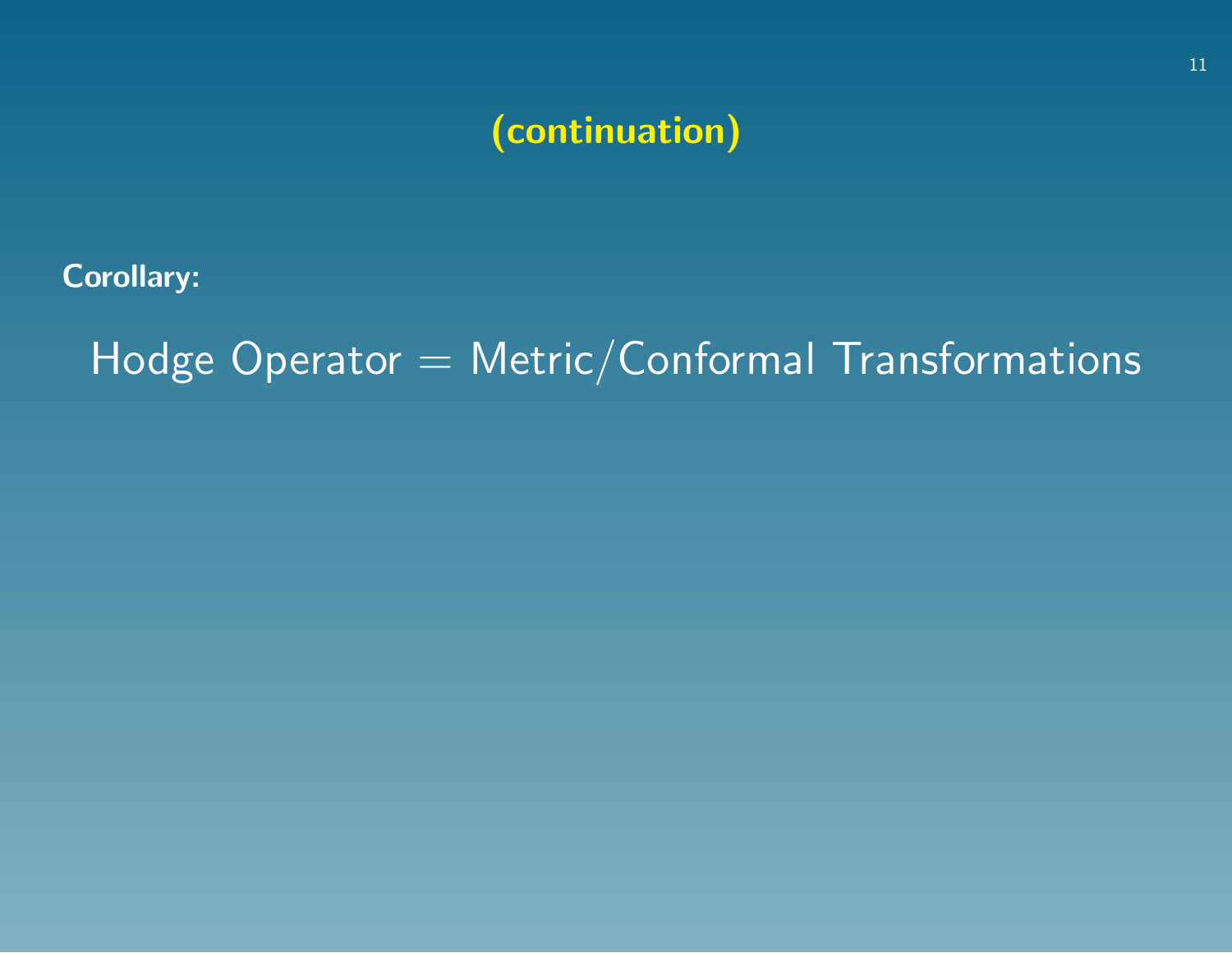## (continuation)

**Corollary:**

$$\text{Hodge Operator} = \text{Metric/Conformal Transformations}$$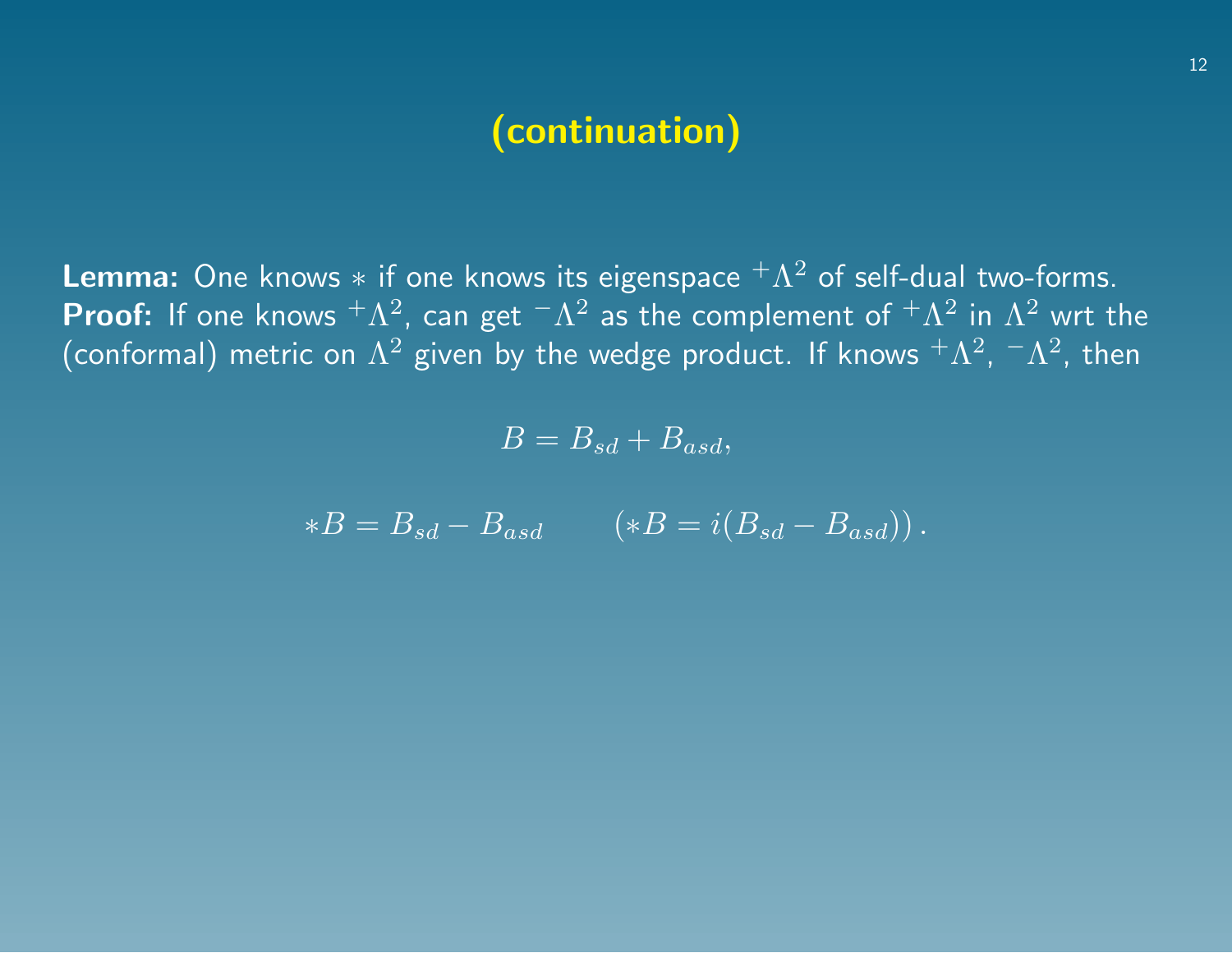# (continuation)

**Lemma:** One knows $*$ if one knows its eigenspace ${}^+\Lambda^2$ of self-dual two-forms.
**Proof:** If one knows ${}^+\Lambda^2$, can get ${}^-\Lambda^2$ as the complement of ${}^+\Lambda^2$ in $\Lambda^2$ wrt the (conformal) metric on $\Lambda^2$ given by the wedge product. If knows ${}^+\Lambda^2$, ${}^-\Lambda^2$, then

$$B = B_{sd} + B_{asd},$$

$$*B = B_{sd} - B_{asd} \qquad (*B = i(B_{sd} - B_{asd}))\,.$$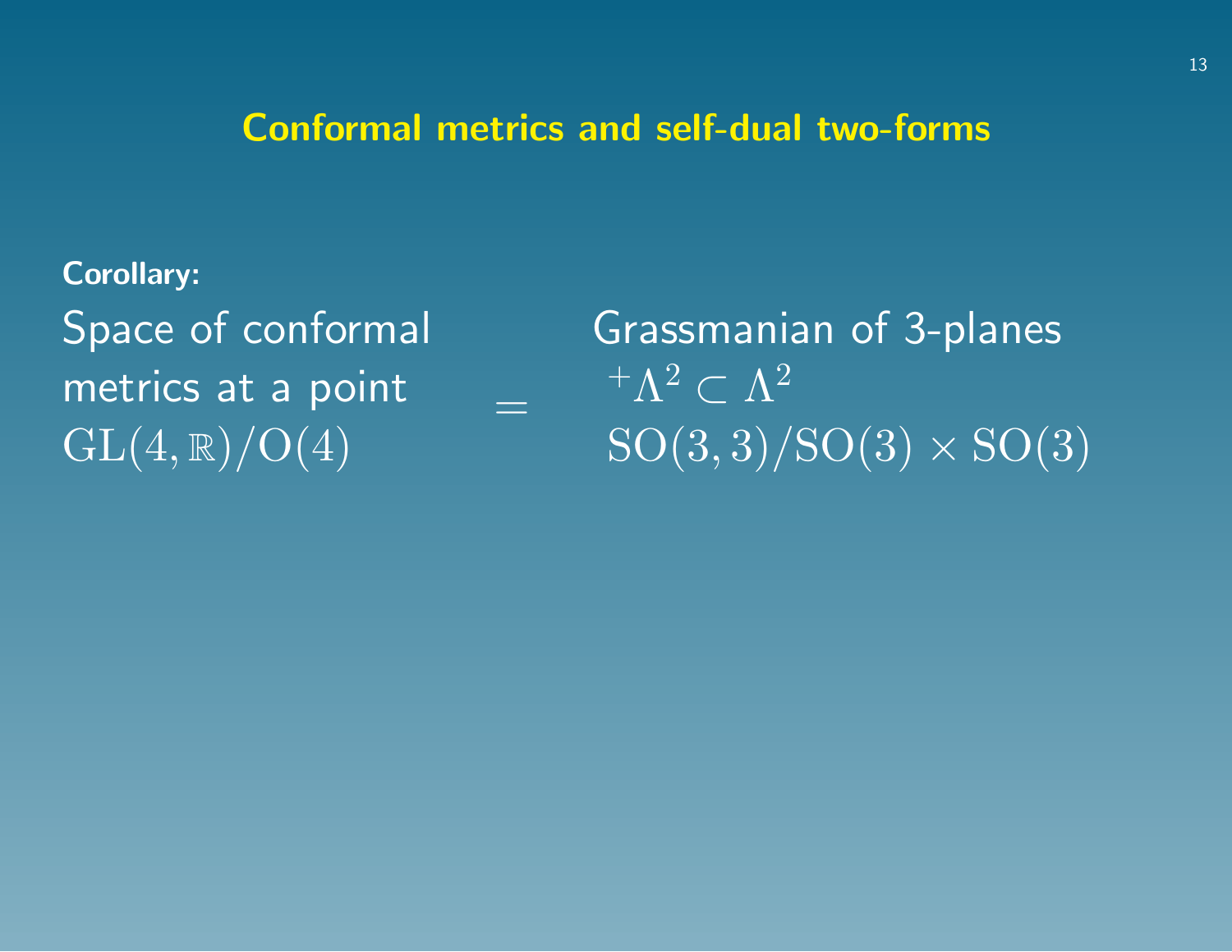## Conformal metrics and self-dual two-forms

**Corollary:**

| Space of conformal metrics at a point $\mathrm{GL}(4,\mathbb{R})/\mathrm{O}(4)$ | = | Grassmanian of 3-planes ${}^{+}\Lambda^2 \subset \Lambda^2$ $\mathrm{SO}(3,3)/\mathrm{SO}(3)\times\mathrm{SO}(3)$ |
|---|---|---|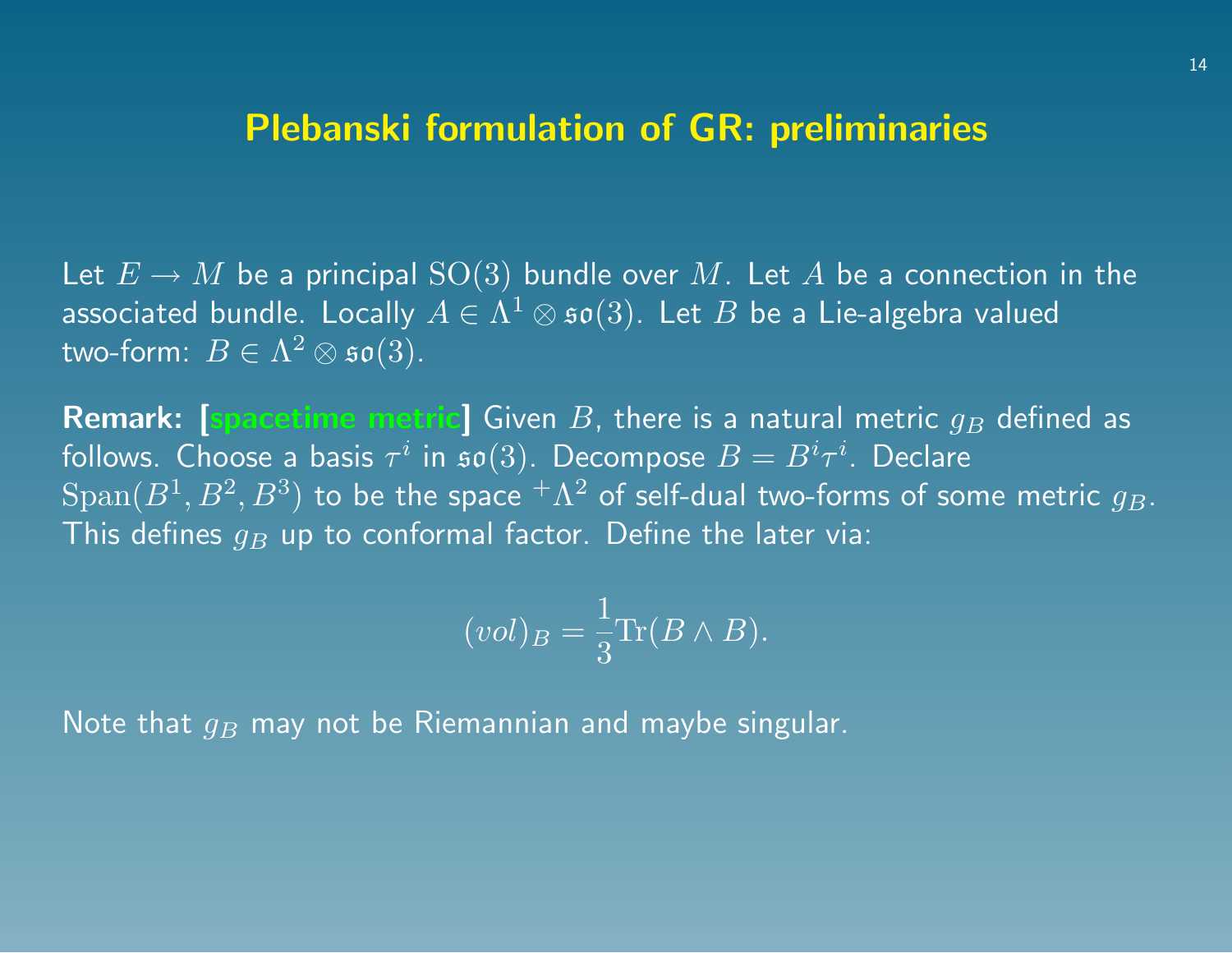# Plebanski formulation of GR: preliminaries

Let $E \to M$ be a principal $\mathrm{SO}(3)$ bundle over $M$. Let $A$ be a connection in the associated bundle. Locally $A \in \Lambda^1 \otimes \mathfrak{so}(3)$. Let $B$ be a Lie-algebra valued two-form: $B \in \Lambda^2 \otimes \mathfrak{so}(3)$.

**Remark: [spacetime metric]** Given $B$, there is a natural metric $g_B$ defined as follows. Choose a basis $\tau^i$ in $\mathfrak{so}(3)$. Decompose $B = B^i \tau^i$. Declare $\mathrm{Span}(B^1, B^2, B^3)$ to be the space ${}^+\Lambda^2$ of self-dual two-forms of some metric $g_B$. This defines $g_B$ up to conformal factor. Define the later via:

$$(vol)_B = \frac{1}{3}\mathrm{Tr}(B \wedge B).$$

Note that $g_B$ may not be Riemannian and maybe singular.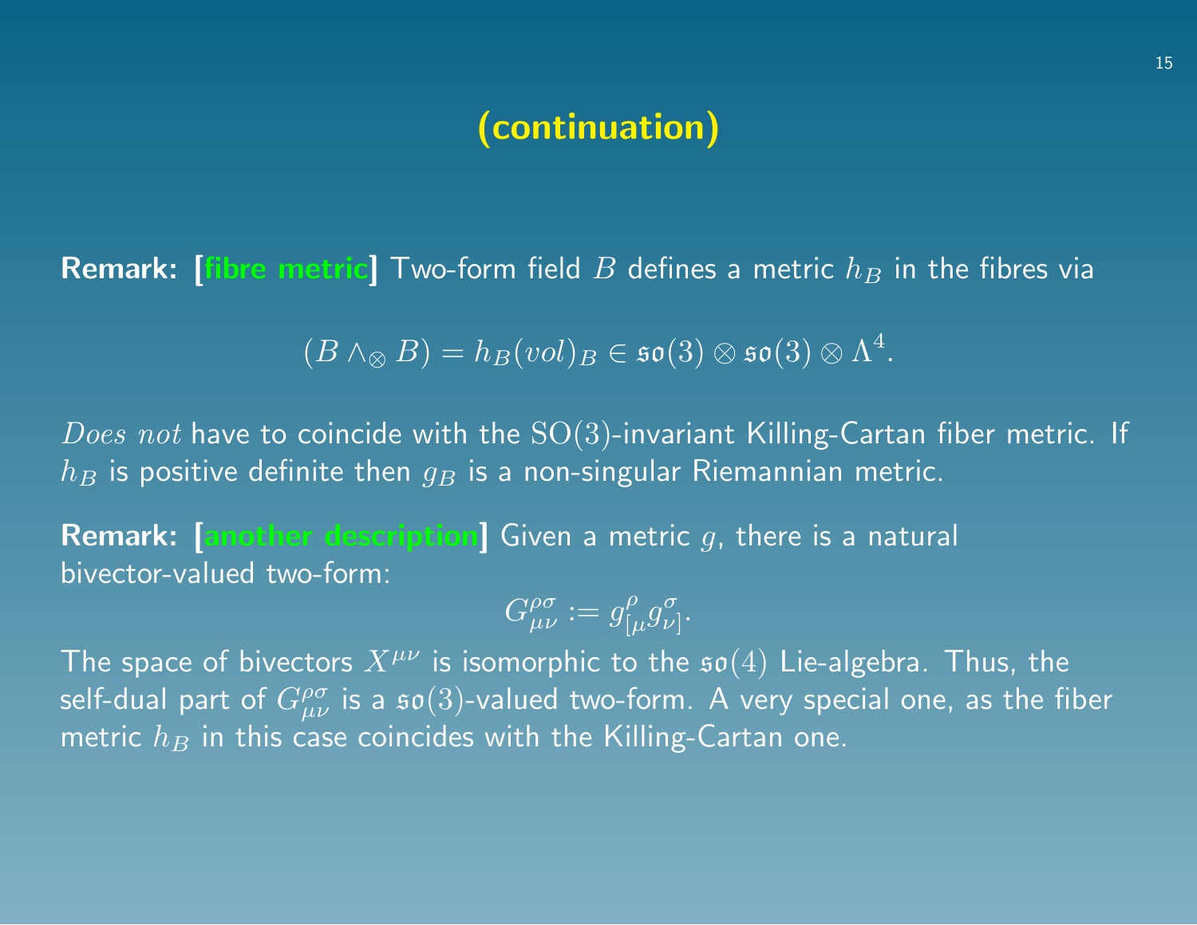## (continuation)

**Remark: [fibre metric]** Two-form field $B$ defines a metric $h_B$ in the fibres via

$$(B \wedge_{\otimes} B) = h_B (vol)_B \in \mathfrak{so}(3) \otimes \mathfrak{so}(3) \otimes \Lambda^4.$$

*Does not* have to coincide with the $\mathrm{SO}(3)$-invariant Killing-Cartan fiber metric. If $h_B$ is positive definite then $g_B$ is a non-singular Riemannian metric.

**Remark: [another description]** Given a metric $g$, there is a natural bivector-valued two-form:

$$G^{\rho\sigma}_{\mu\nu} := g^{\rho}_{[\mu} g^{\sigma}_{\nu]}.$$

The space of bivectors $X^{\mu\nu}$ is isomorphic to the $\mathfrak{so}(4)$ Lie-algebra. Thus, the self-dual part of $G^{\rho\sigma}_{\mu\nu}$ is a $\mathfrak{so}(3)$-valued two-form. A very special one, as the fiber metric $h_B$ in this case coincides with the Killing-Cartan one.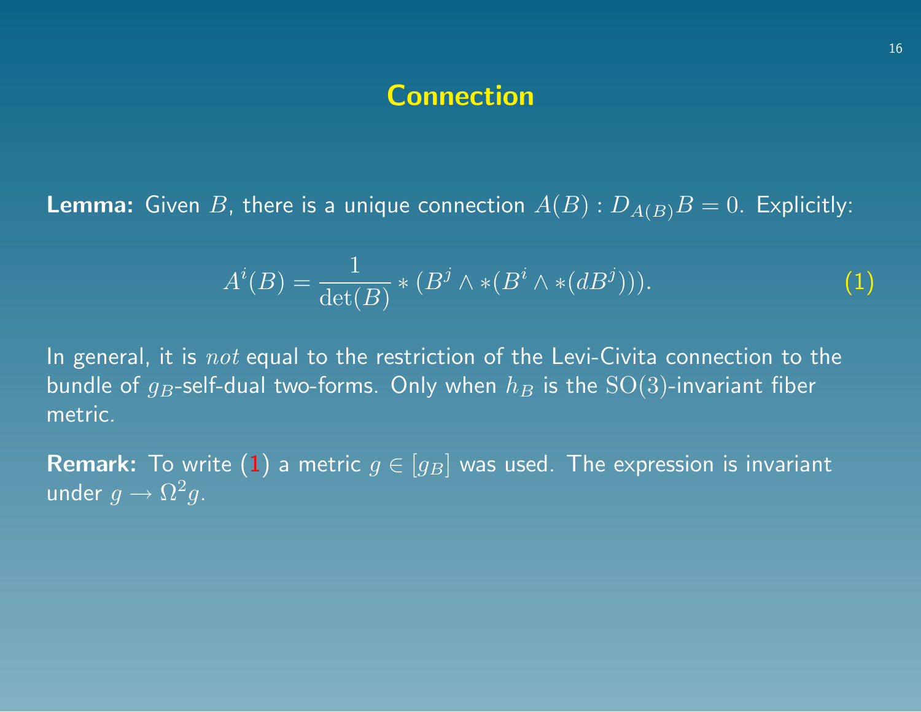# Connection

**Lemma:** Given $B$, there is a unique connection $A(B) : D_{A(B)}B = 0$. Explicitly:

$$A^i(B) = \frac{1}{\det(B)} * (B^j \wedge *(B^i \wedge *(dB^j))). \tag{1}$$

In general, it is *not* equal to the restriction of the Levi-Civita connection to the bundle of $g_B$-self-dual two-forms. Only when $h_B$ is the $\mathrm{SO}(3)$-invariant fiber metric.

**Remark:** To write (1) a metric $g \in [g_B]$ was used. The expression is invariant under $g \to \Omega^2 g$.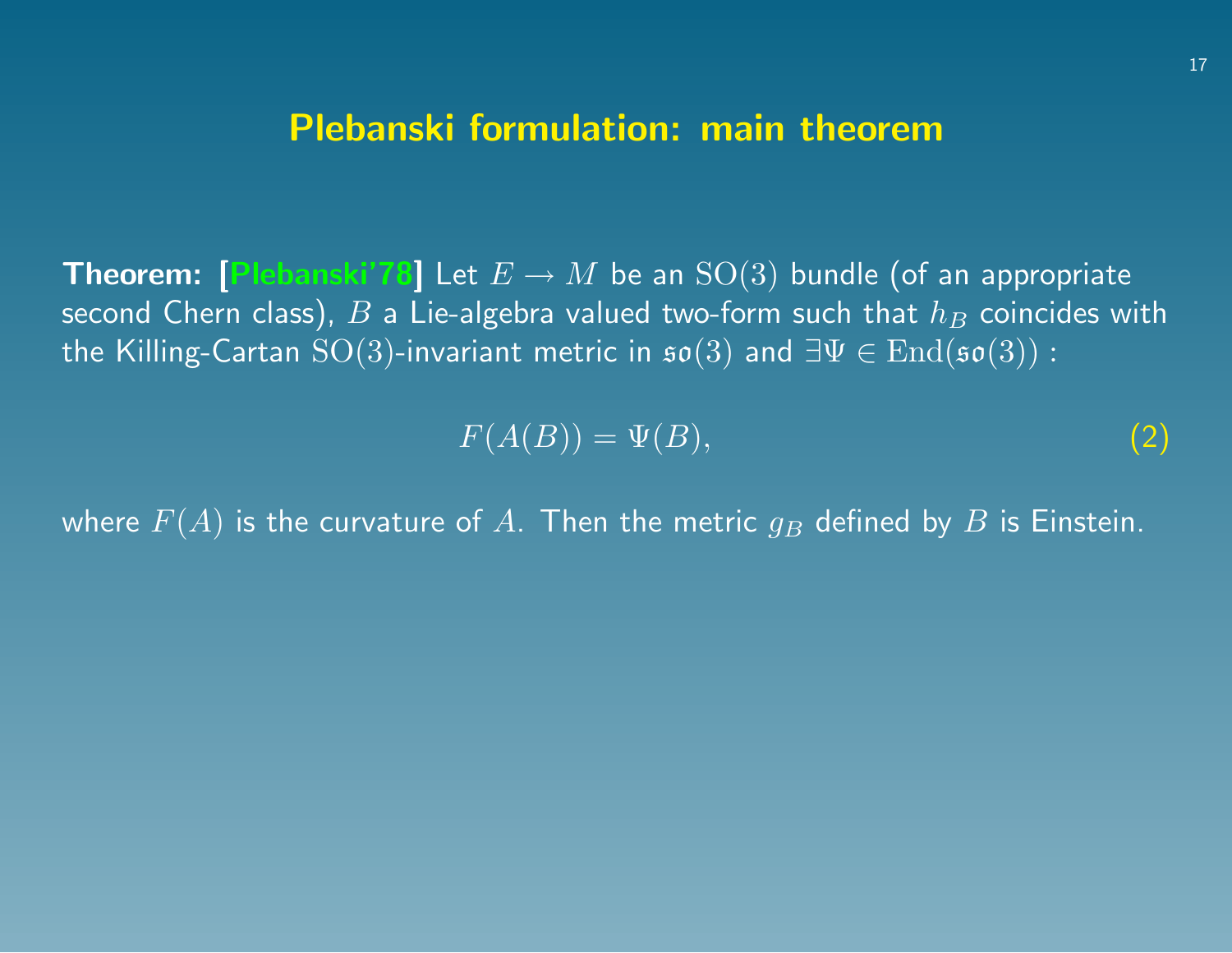# Plebanski formulation: main theorem

**Theorem: [Plebanski'78]** Let $E \to M$ be an $\mathrm{SO}(3)$ bundle (of an appropriate second Chern class), $B$ a Lie-algebra valued two-form such that $h_B$ coincides with the Killing-Cartan $\mathrm{SO}(3)$-invariant metric in $\mathfrak{so}(3)$ and $\exists \Psi \in \mathrm{End}(\mathfrak{so}(3))$ :

$$F(A(B)) = \Psi(B), \tag{2}$$

where $F(A)$ is the curvature of $A$. Then the metric $g_B$ defined by $B$ is Einstein.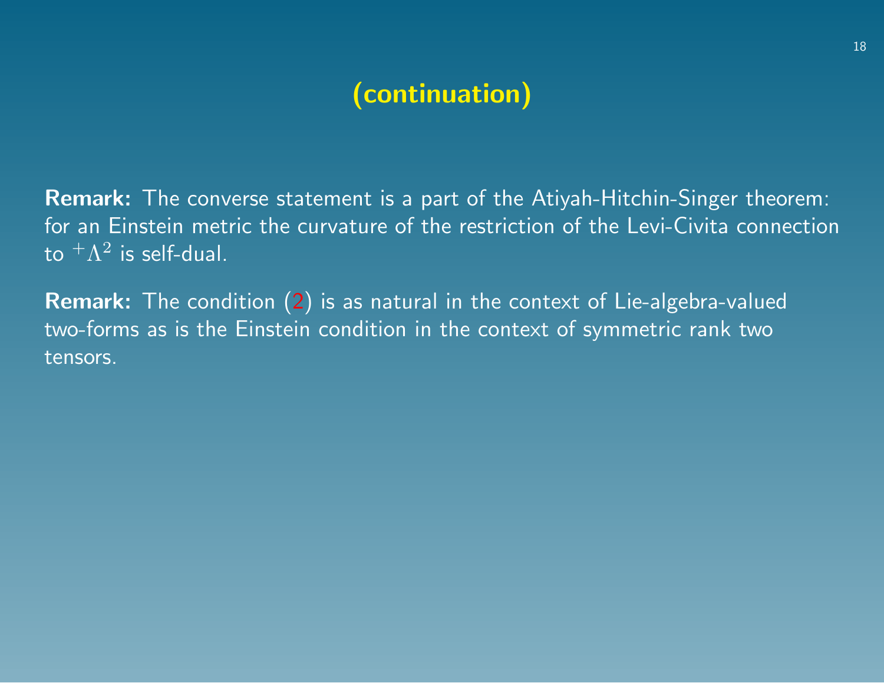## (continuation)

**Remark:** The converse statement is a part of the Atiyah-Hitchin-Singer theorem: for an Einstein metric the curvature of the restriction of the Levi-Civita connection to ${}^{+}\Lambda^2$ is self-dual.

**Remark:** The condition (2) is as natural in the context of Lie-algebra-valued two-forms as is the Einstein condition in the context of symmetric rank two tensors.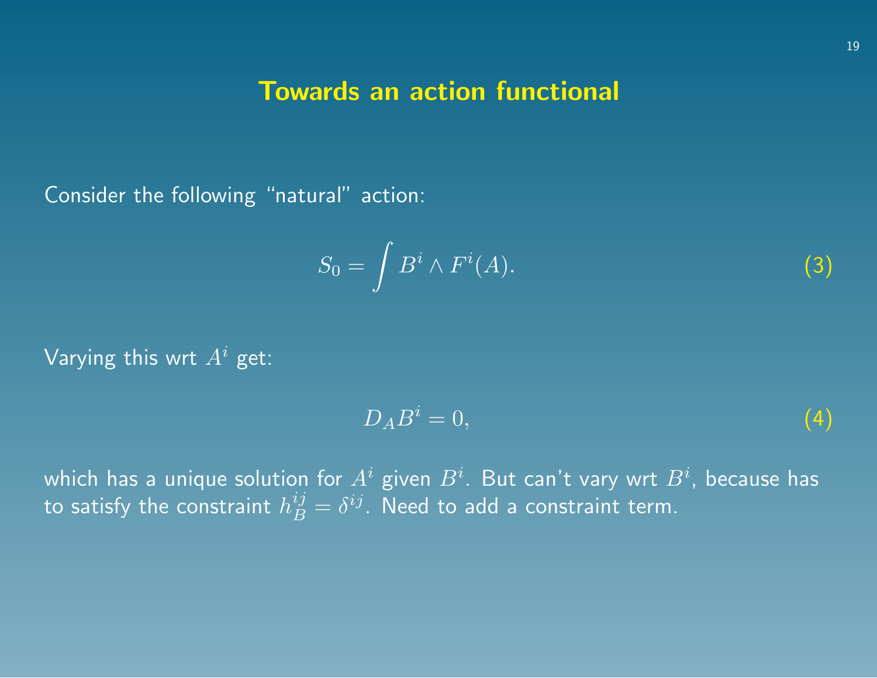# Towards an action functional

Consider the following "natural" action:

$$S_0 = \int B^i \wedge F^i(A). \tag{3}$$

Varying this wrt $A^i$ get:

$$D_A B^i = 0, \tag{4}$$

which has a unique solution for $A^i$ given $B^i$. But can't vary wrt $B^i$, because has to satisfy the constraint $h_B^{ij} = \delta^{ij}$. Need to add a constraint term.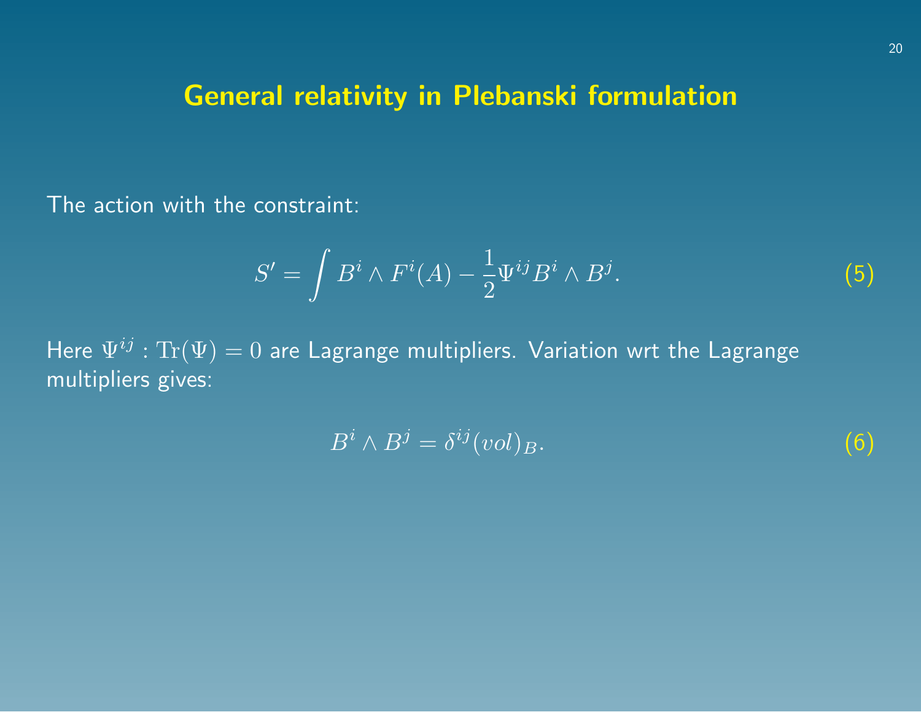# General relativity in Plebanski formulation

The action with the constraint:

$$S' = \int B^i \wedge F^i(A) - \frac{1}{2}\Psi^{ij} B^i \wedge B^j. \tag{5}$$

Here $\Psi^{ij} : \mathrm{Tr}(\Psi) = 0$ are Lagrange multipliers. Variation wrt the Lagrange multipliers gives:

$$B^i \wedge B^j = \delta^{ij} (vol)_B. \tag{6}$$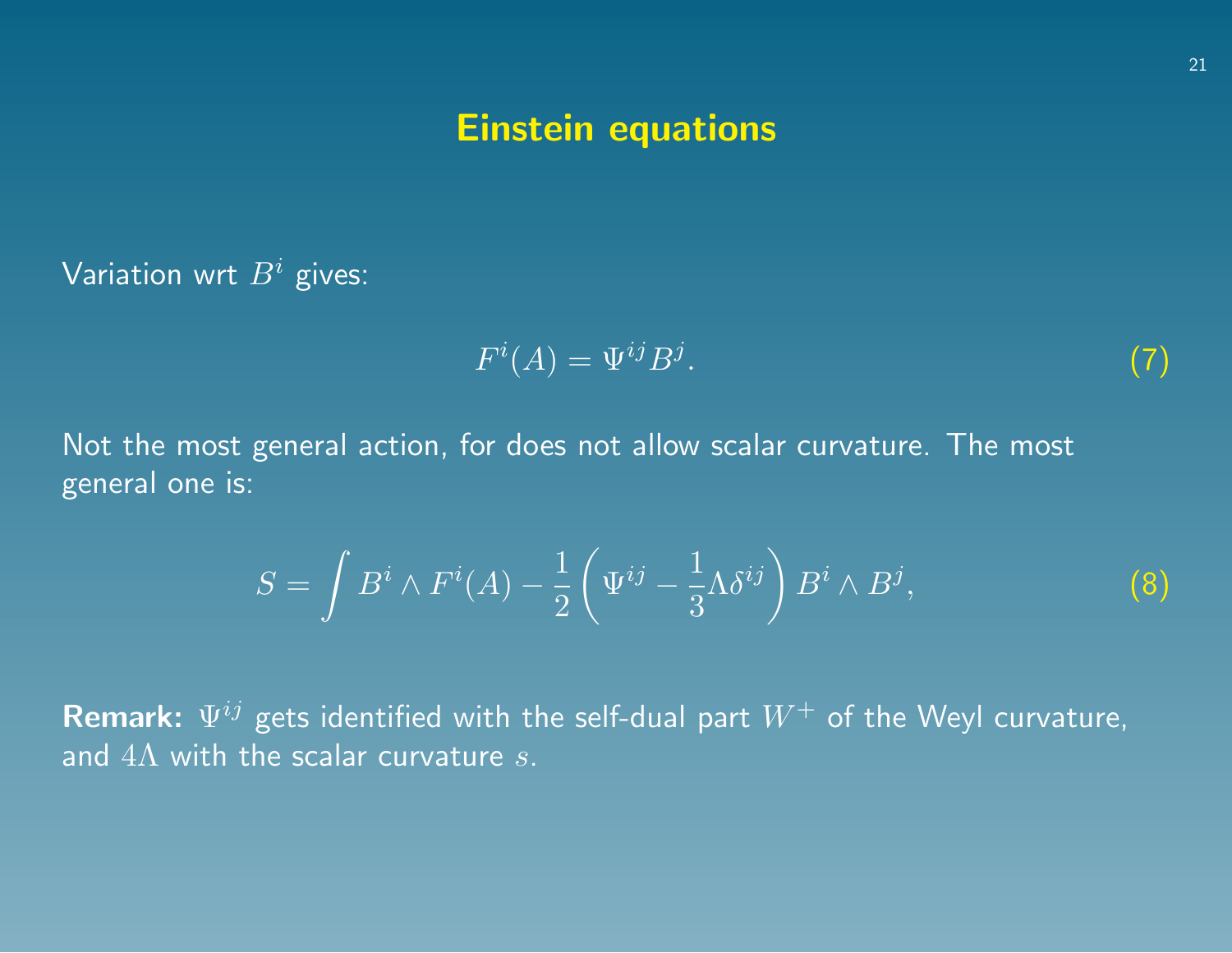# Einstein equations

Variation wrt $B^i$ gives:

$$F^i(A) = \Psi^{ij} B^j. \tag{7}$$

Not the most general action, for does not allow scalar curvature. The most general one is:

$$S = \int B^i \wedge F^i(A) - \frac{1}{2}\left(\Psi^{ij} - \frac{1}{3}\Lambda\delta^{ij}\right) B^i \wedge B^j, \tag{8}$$

**Remark:** $\Psi^{ij}$ gets identified with the self-dual part $W^+$ of the Weyl curvature, and $4\Lambda$ with the scalar curvature $s$.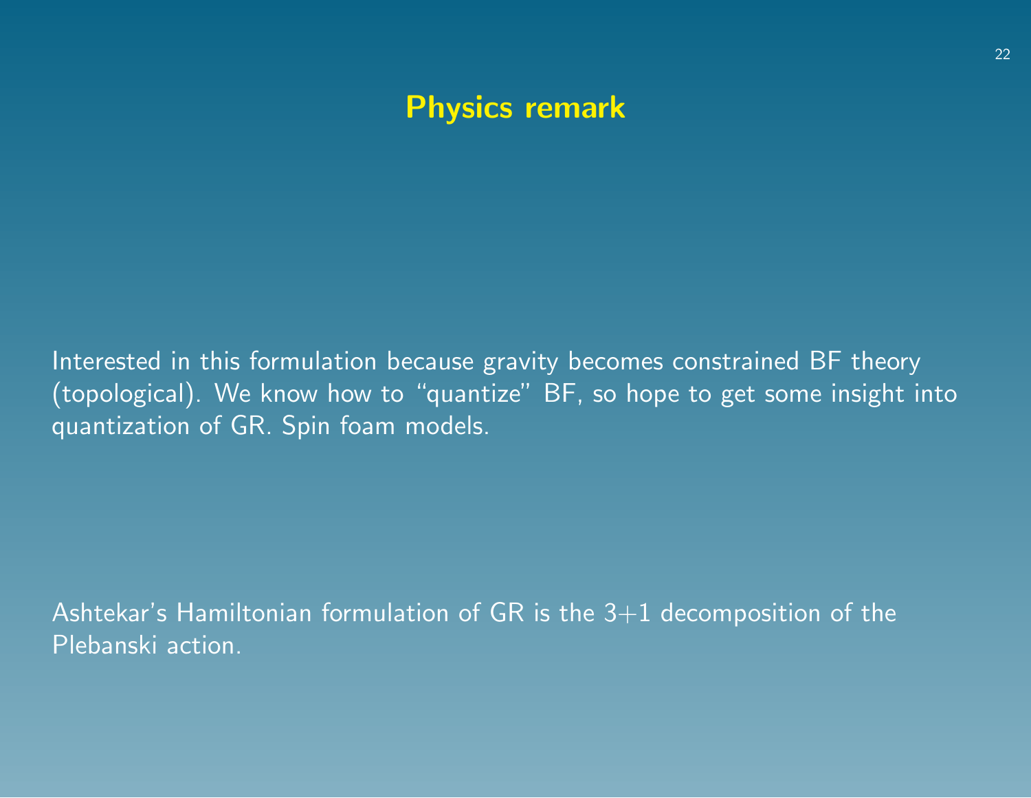# Physics remark

Interested in this formulation because gravity becomes constrained BF theory (topological). We know how to “quantize” BF, so hope to get some insight into quantization of GR. Spin foam models.

Ashtekar’s Hamiltonian formulation of GR is the 3+1 decomposition of the Plebanski action.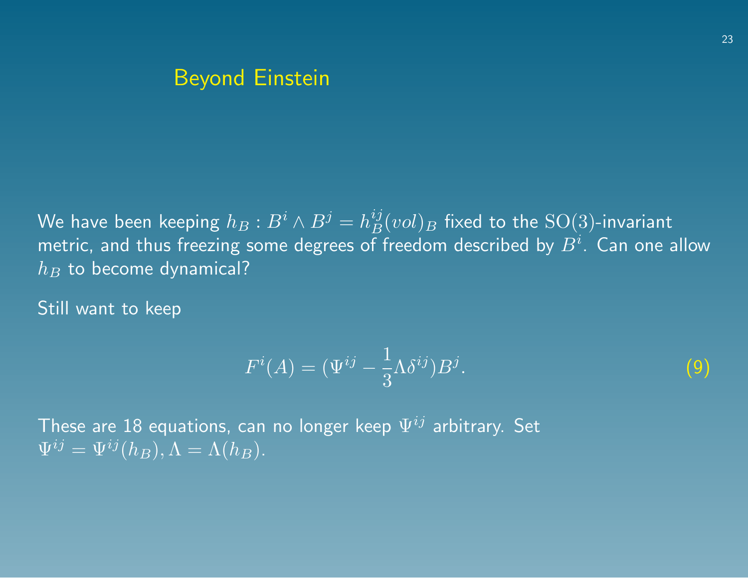## Beyond Einstein

We have been keeping $h_B : B^i \wedge B^j = h_B^{ij}(vol)_B$ fixed to the $\mathrm{SO}(3)$-invariant metric, and thus freezing some degrees of freedom described by $B^i$. Can one allow $h_B$ to become dynamical?

Still want to keep

$$F^i(A) = (\Psi^{ij} - \frac{1}{3}\Lambda\delta^{ij})B^j. \tag{9}$$

These are 18 equations, can no longer keep $\Psi^{ij}$ arbitrary. Set $\Psi^{ij} = \Psi^{ij}(h_B), \Lambda = \Lambda(h_B)$.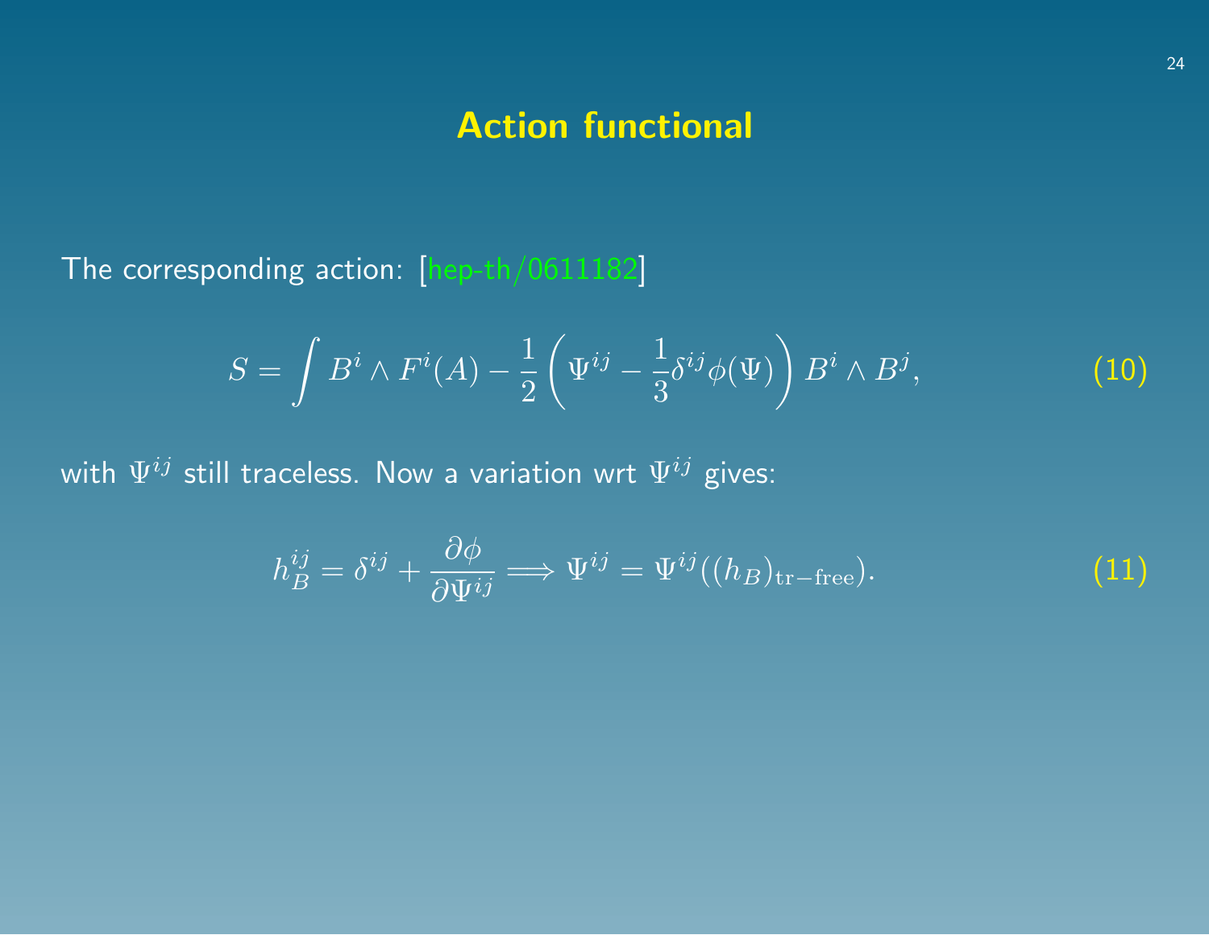## Action functional

The corresponding action: [hep-th/0611182]

$$S = \int B^i \wedge F^i(A) - \frac{1}{2}\left(\Psi^{ij} - \frac{1}{3}\delta^{ij}\phi(\Psi)\right) B^i \wedge B^j, \tag{10}$$

with $\Psi^{ij}$ still traceless. Now a variation wrt $\Psi^{ij}$ gives:

$$h_B^{ij} = \delta^{ij} + \frac{\partial \phi}{\partial \Psi^{ij}} \Longrightarrow \Psi^{ij} = \Psi^{ij}((h_B)_{\text{tr-free}}). \tag{11}$$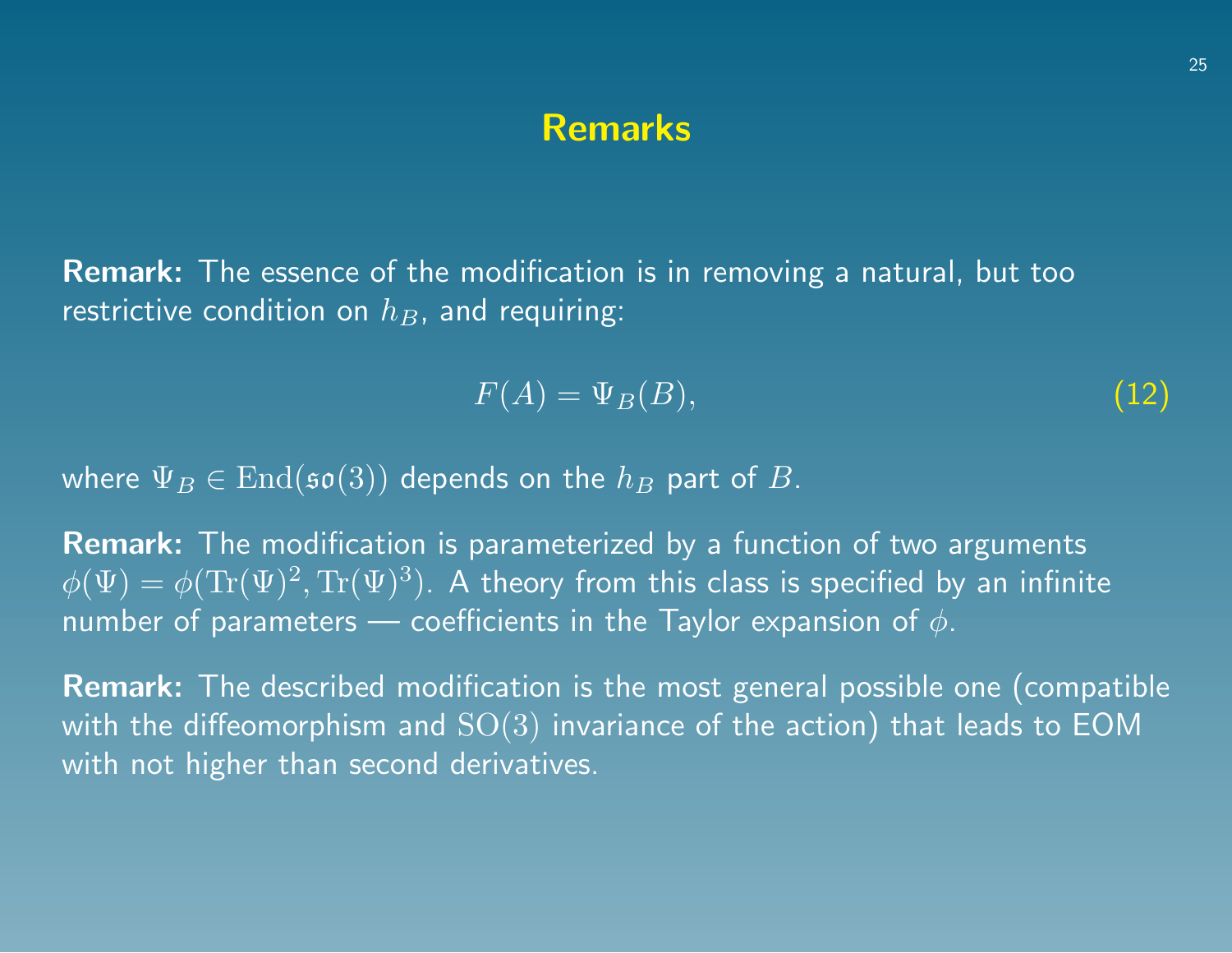# Remarks

**Remark:** The essence of the modification is in removing a natural, but too restrictive condition on $h_B$, and requiring:

$$F(A) = \Psi_B(B), \tag{12}$$

where $\Psi_B \in \mathrm{End}(\mathfrak{so}(3))$ depends on the $h_B$ part of $B$.

**Remark:** The modification is parameterized by a function of two arguments $\phi(\Psi) = \phi(\mathrm{Tr}(\Psi)^2, \mathrm{Tr}(\Psi)^3)$. A theory from this class is specified by an infinite number of parameters — coefficients in the Taylor expansion of $\phi$.

**Remark:** The described modification is the most general possible one (compatible with the diffeomorphism and $\mathrm{SO}(3)$ invariance of the action) that leads to EOM with not higher than second derivatives.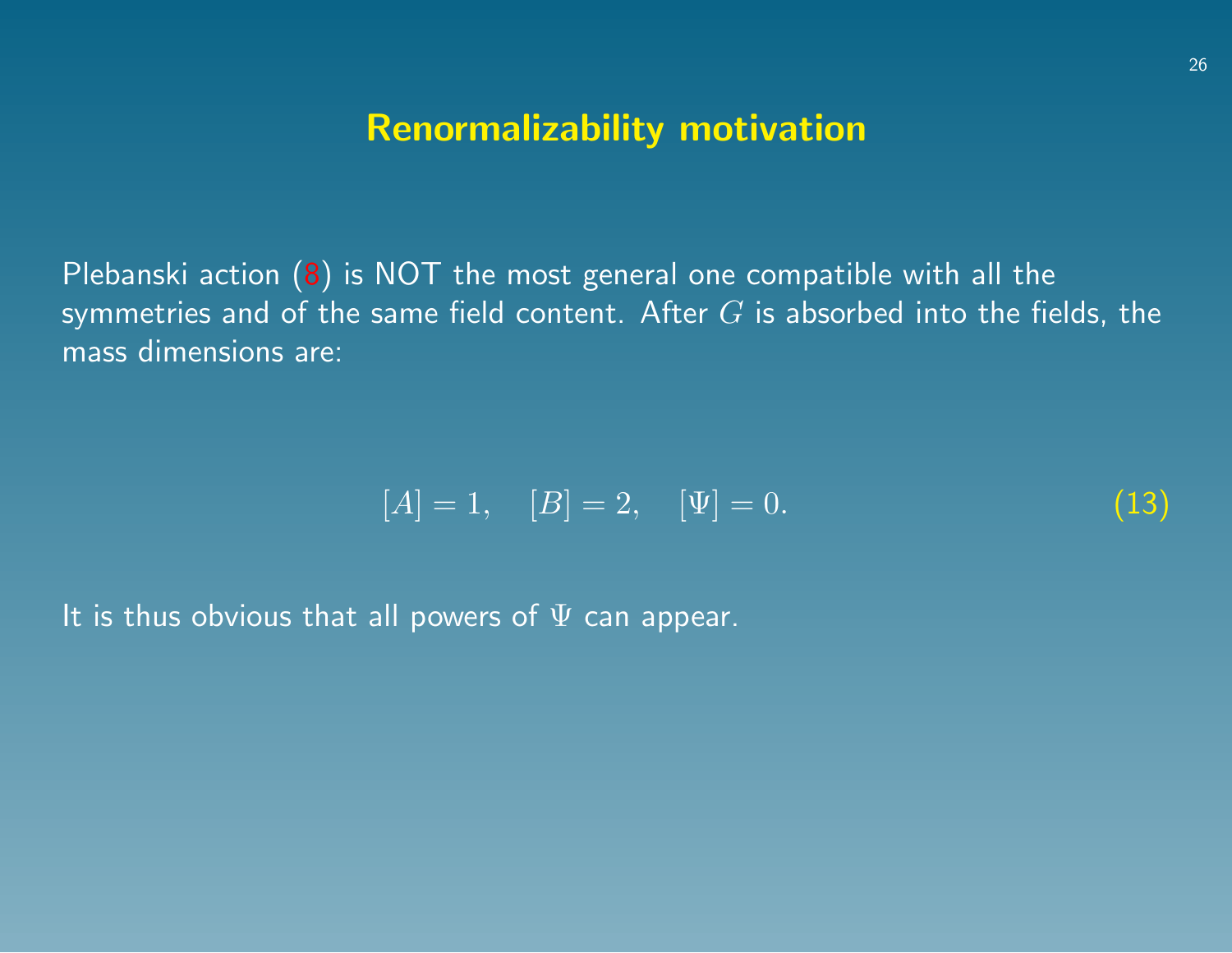## Renormalizability motivation

Plebanski action (8) is NOT the most general one compatible with all the symmetries and of the same field content. After $G$ is absorbed into the fields, the mass dimensions are:

$$[A] = 1, \quad [B] = 2, \quad [\Psi] = 0. \tag{13}$$

It is thus obvious that all powers of $\Psi$ can appear.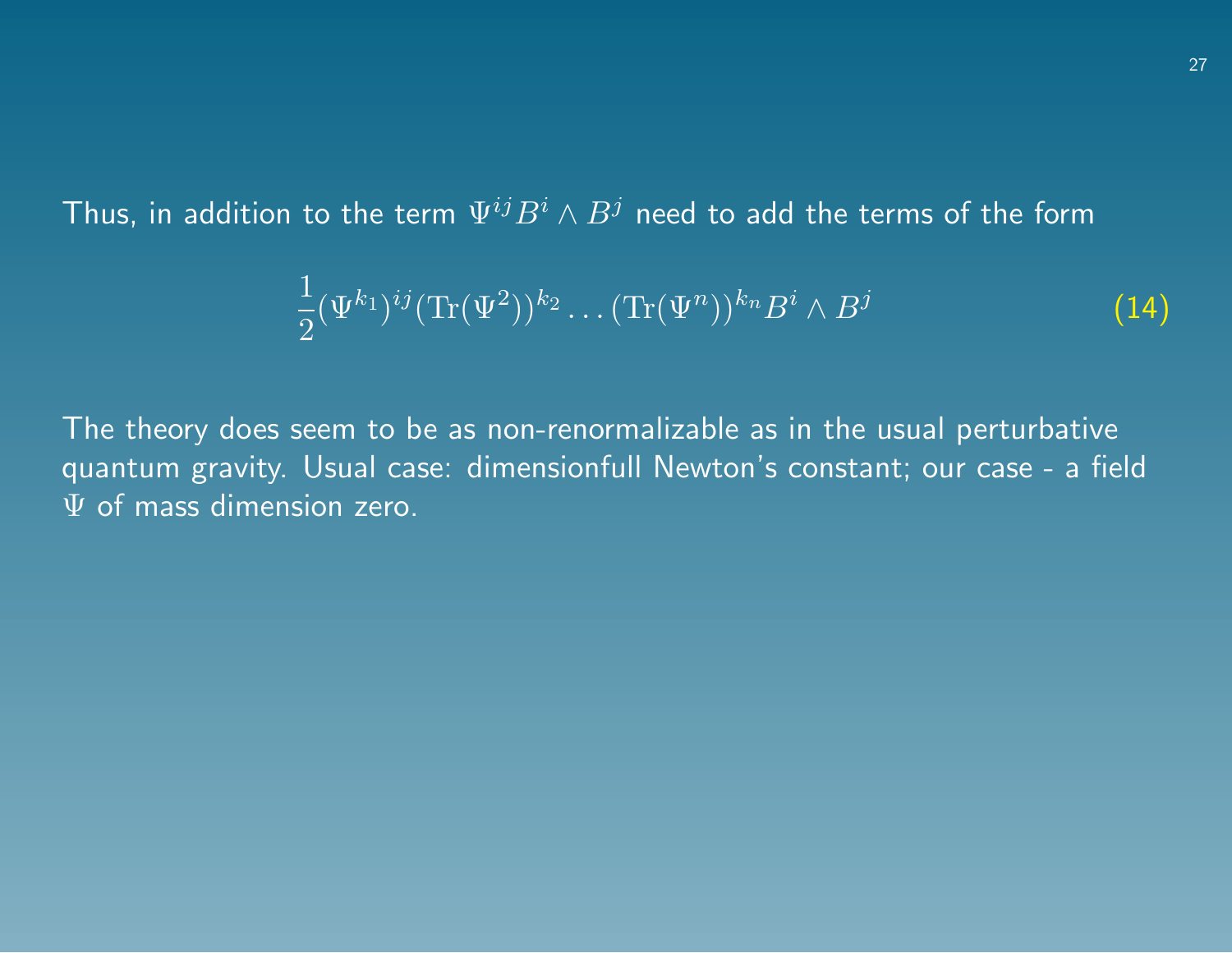Thus, in addition to the term $\Psi^{ij} B^i \wedge B^j$ need to add the terms of the form

$$\frac{1}{2}(\Psi^{k_1})^{ij}(\mathrm{Tr}(\Psi^2))^{k_2}\ldots(\mathrm{Tr}(\Psi^n))^{k_n} B^i \wedge B^j \tag{14}$$

The theory does seem to be as non-renormalizable as in the usual perturbative quantum gravity. Usual case: dimensionfull Newton's constant; our case - a field $\Psi$ of mass dimension zero.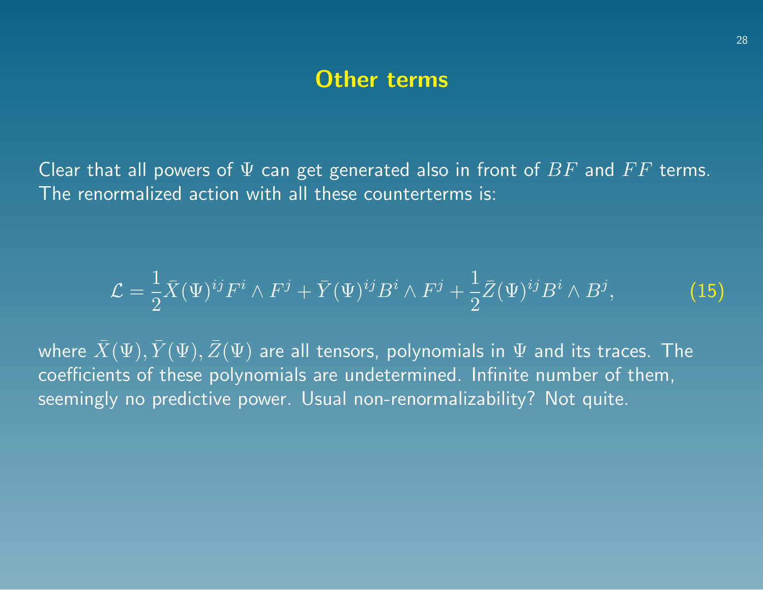# Other terms

Clear that all powers of $\Psi$ can get generated also in front of $BF$ and $FF$ terms. The renormalized action with all these counterterms is:

$$\mathcal{L} = \frac{1}{2}\bar{X}(\Psi)^{ij}F^i \wedge F^j + \bar{Y}(\Psi)^{ij}B^i \wedge F^j + \frac{1}{2}\bar{Z}(\Psi)^{ij}B^i \wedge B^j, \tag{15}$$

where $\bar{X}(\Psi), \bar{Y}(\Psi), \bar{Z}(\Psi)$ are all tensors, polynomials in $\Psi$ and its traces. The coefficients of these polynomials are undetermined. Infinite number of them, seemingly no predictive power. Usual non-renormalizability? Not quite.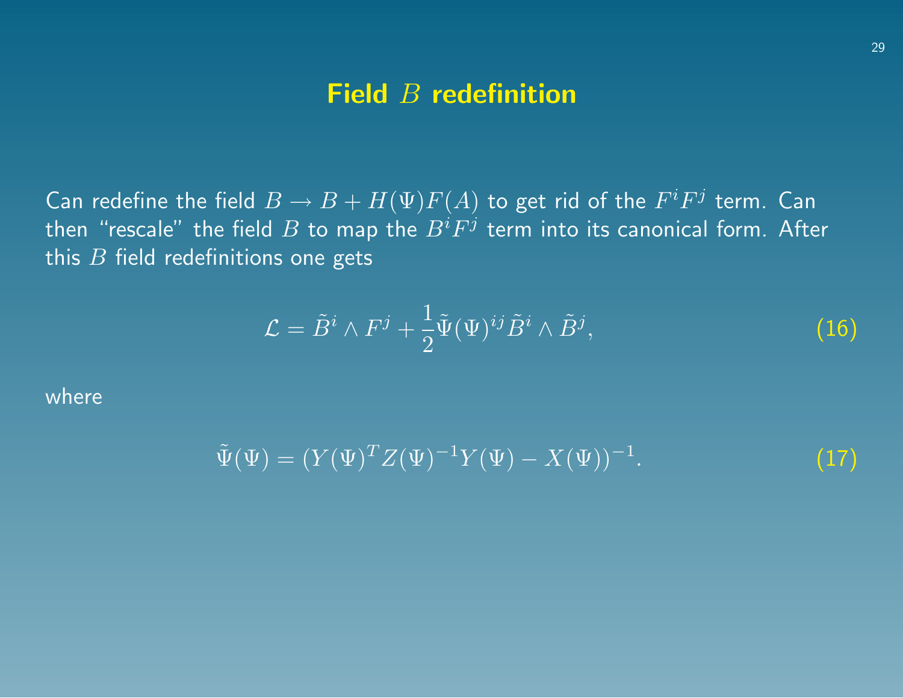# Field $B$ redefinition

Can redefine the field $B \to B + H(\Psi)F(A)$ to get rid of the $F^i F^j$ term. Can then "rescale" the field $B$ to map the $B^i F^j$ term into its canonical form. After this $B$ field redefinitions one gets

$$\mathcal{L} = \tilde{B}^i \wedge F^j + \frac{1}{2}\tilde{\Psi}(\Psi)^{ij}\tilde{B}^i \wedge \tilde{B}^j, \tag{16}$$

where

$$\tilde{\Psi}(\Psi) = (Y(\Psi)^T Z(\Psi)^{-1} Y(\Psi) - X(\Psi))^{-1}. \tag{17}$$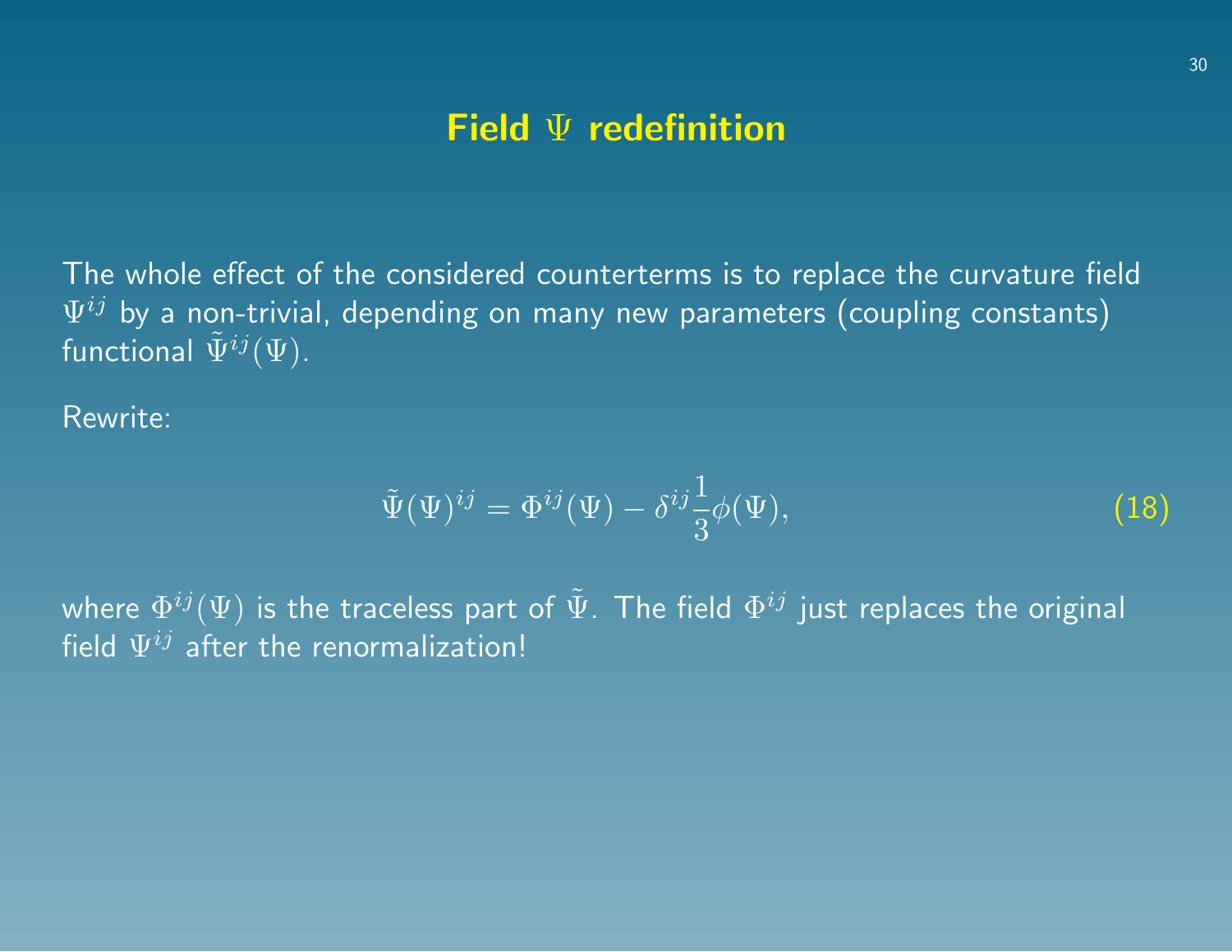# Field $\Psi$ redefinition

The whole effect of the considered counterterms is to replace the curvature field $\Psi^{ij}$ by a non-trivial, depending on many new parameters (coupling constants) functional $\tilde{\Psi}^{ij}(\Psi)$.

Rewrite:

$$\tilde{\Psi}(\Psi)^{ij} = \Phi^{ij}(\Psi) - \delta^{ij}\frac{1}{3}\phi(\Psi), \tag{18}$$

where $\Phi^{ij}(\Psi)$ is the traceless part of $\tilde{\Psi}$. The field $\Phi^{ij}$ just replaces the original field $\Psi^{ij}$ after the renormalization!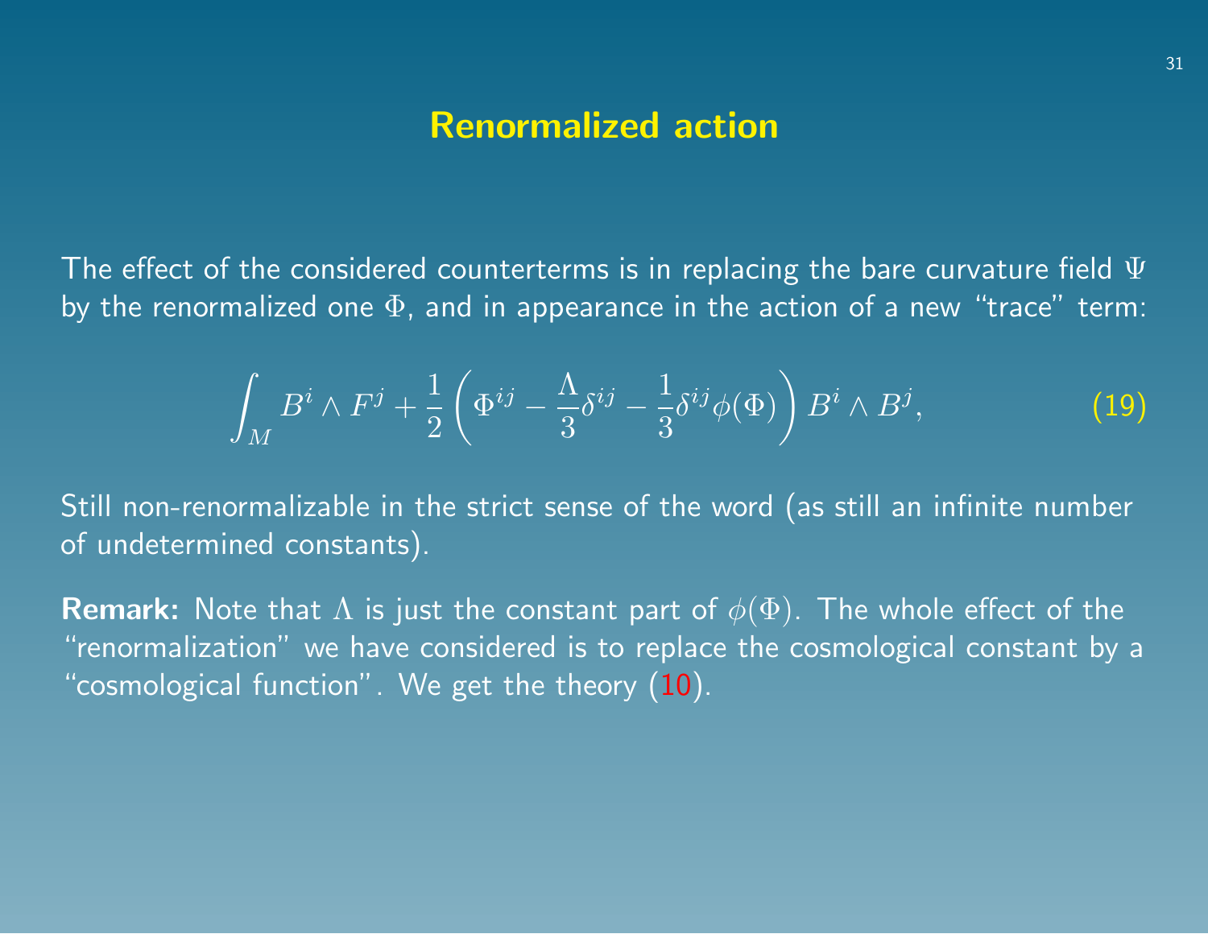# Renormalized action

The effect of the considered counterterms is in replacing the bare curvature field $\Psi$ by the renormalized one $\Phi$, and in appearance in the action of a new "trace" term:

$$\int_M B^i \wedge F^j + \frac{1}{2}\left(\Phi^{ij} - \frac{\Lambda}{3}\delta^{ij} - \frac{1}{3}\delta^{ij}\phi(\Phi)\right) B^i \wedge B^j, \tag{19}$$

Still non-renormalizable in the strict sense of the word (as still an infinite number of undetermined constants).

**Remark:** Note that $\Lambda$ is just the constant part of $\phi(\Phi)$. The whole effect of the "renormalization" we have considered is to replace the cosmological constant by a "cosmological function". We get the theory (10).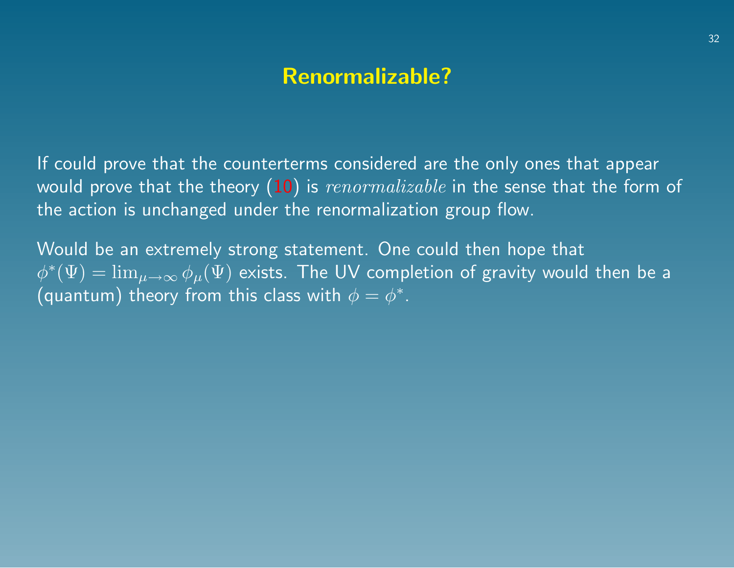# Renormalizable?

If could prove that the counterterms considered are the only ones that appear would prove that the theory (10) is *renormalizable* in the sense that the form of the action is unchanged under the renormalization group flow.

Would be an extremely strong statement. One could then hope that $\phi^*(\Psi) = \lim_{\mu \to \infty} \phi_\mu(\Psi)$ exists. The UV completion of gravity would then be a (quantum) theory from this class with $\phi = \phi^*$.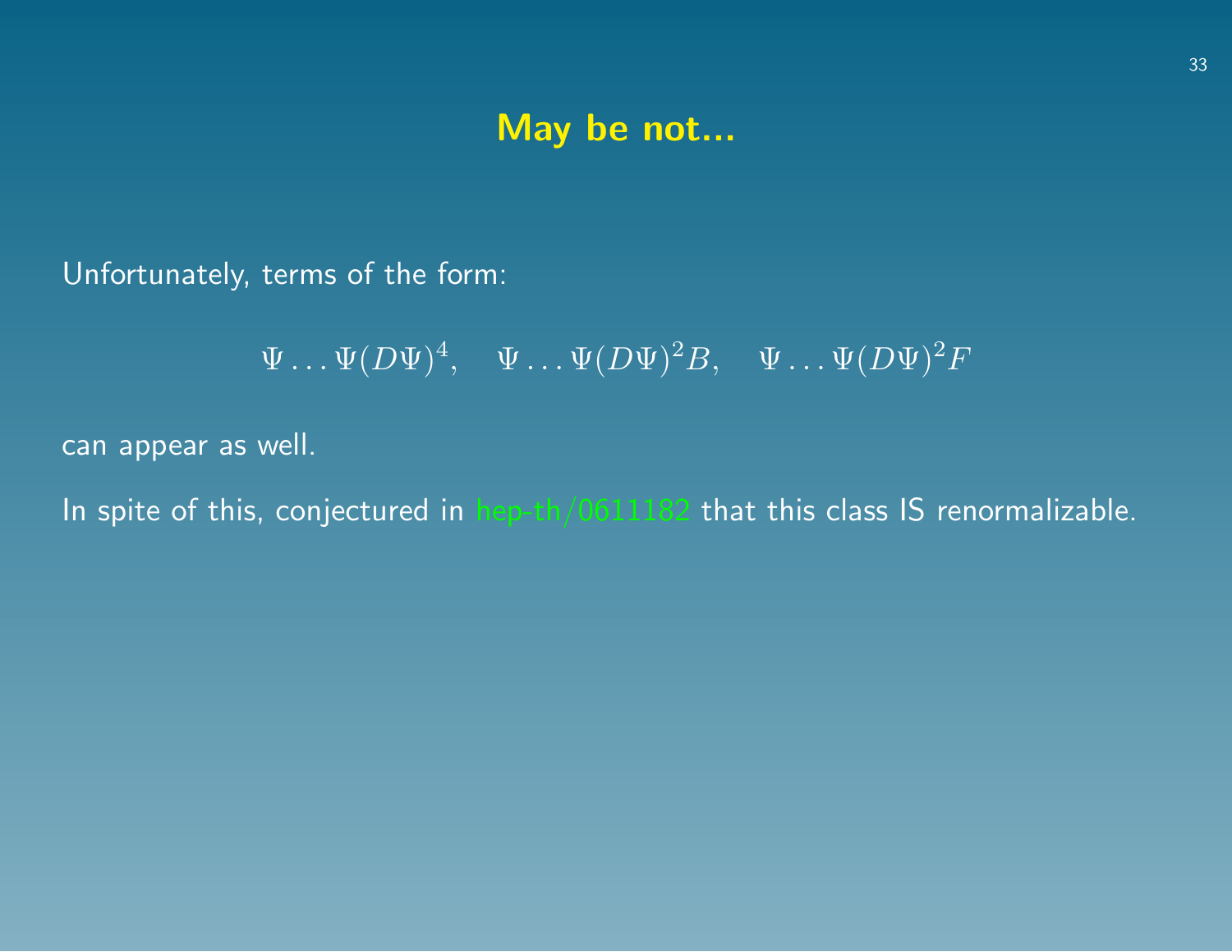## May be not...

Unfortunately, terms of the form:

$$\Psi \ldots \Psi (D\Psi)^4, \quad \Psi \ldots \Psi (D\Psi)^2 B, \quad \Psi \ldots \Psi (D\Psi)^2 F$$

can appear as well.

In spite of this, conjectured in hep-th/0611182 that this class IS renormalizable.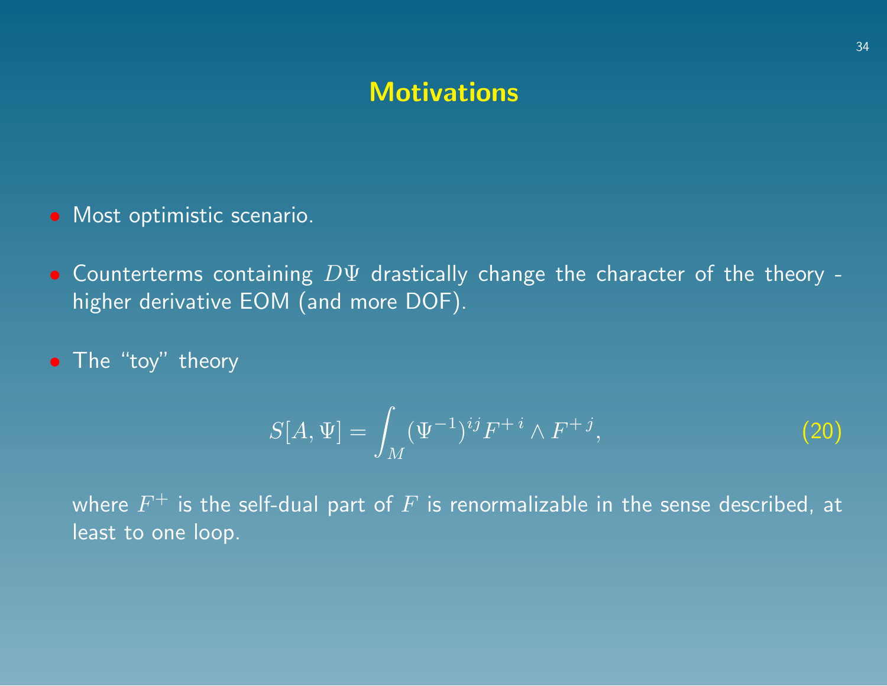# Motivations

- Most optimistic scenario.
- Counterterms containing $D\Psi$ drastically change the character of the theory - higher derivative EOM (and more DOF).
- The "toy" theory

$$S[A, \Psi] = \int_M (\Psi^{-1})^{ij} F^{+\,i} \wedge F^{+\,j}, \tag{20}$$

where $F^+$ is the self-dual part of $F$ is renormalizable in the sense described, at least to one loop.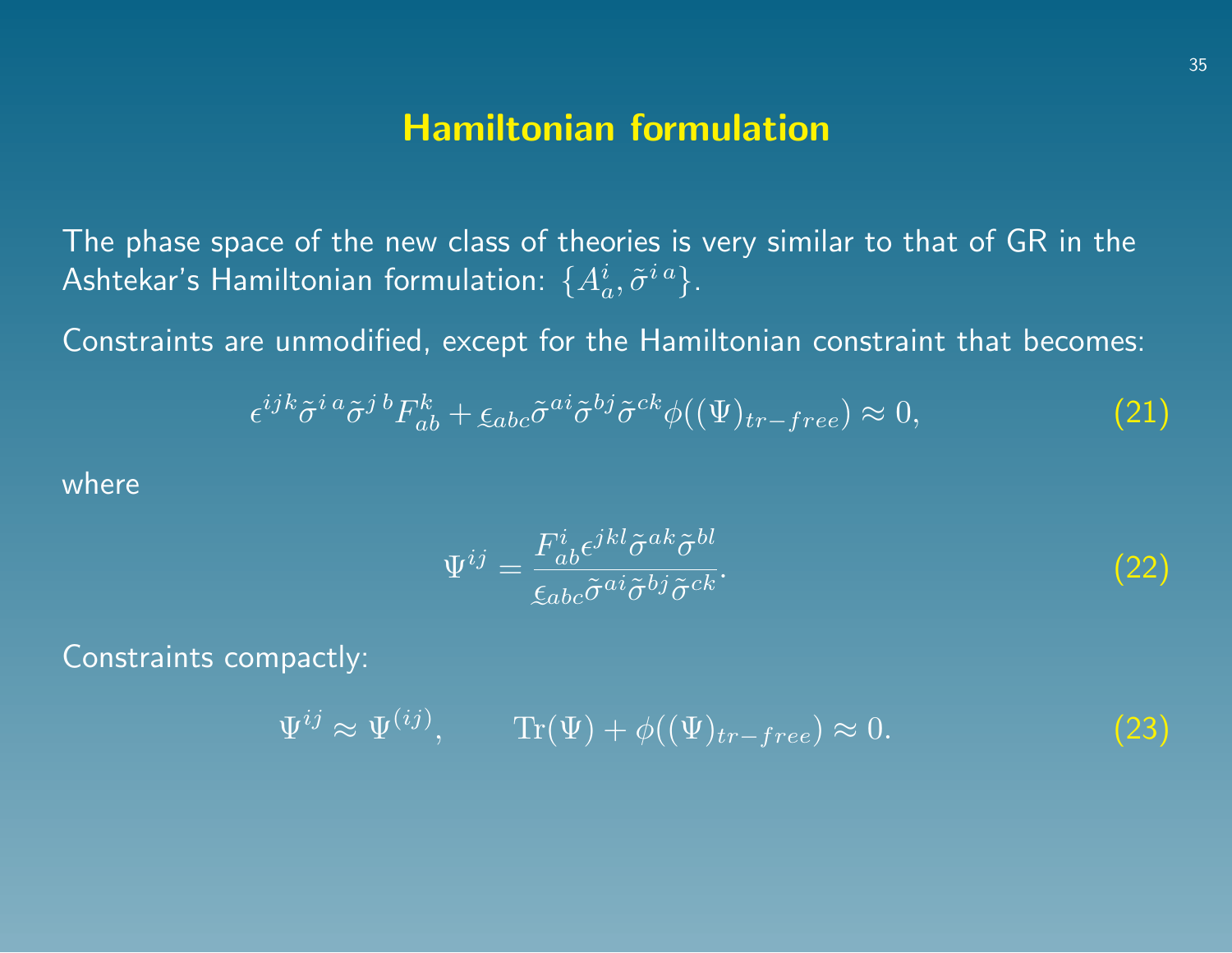# Hamiltonian formulation

The phase space of the new class of theories is very similar to that of GR in the Ashtekar's Hamiltonian formulation: $\{A_a^i, \tilde{\sigma}^{i\,a}\}$.

Constraints are unmodified, except for the Hamiltonian constraint that becomes:

$$\epsilon^{ijk}\tilde{\sigma}^{i\,a}\tilde{\sigma}^{j\,b}F_{ab}^k + \underset{\sim}{\epsilon}_{abc}\tilde{\sigma}^{ai}\tilde{\sigma}^{bj}\tilde{\sigma}^{ck}\phi((\Psi)_{tr-free}) \approx 0, \tag{21}$$

where

$$\Psi^{ij} = \frac{F_{ab}^i \epsilon^{jkl}\tilde{\sigma}^{ak}\tilde{\sigma}^{bl}}{\underset{\sim}{\epsilon}_{abc}\tilde{\sigma}^{ai}\tilde{\sigma}^{bj}\tilde{\sigma}^{ck}}. \tag{22}$$

Constraints compactly:

$$\Psi^{ij} \approx \Psi^{(ij)}, \qquad \mathrm{Tr}(\Psi) + \phi((\Psi)_{tr-free}) \approx 0. \tag{23}$$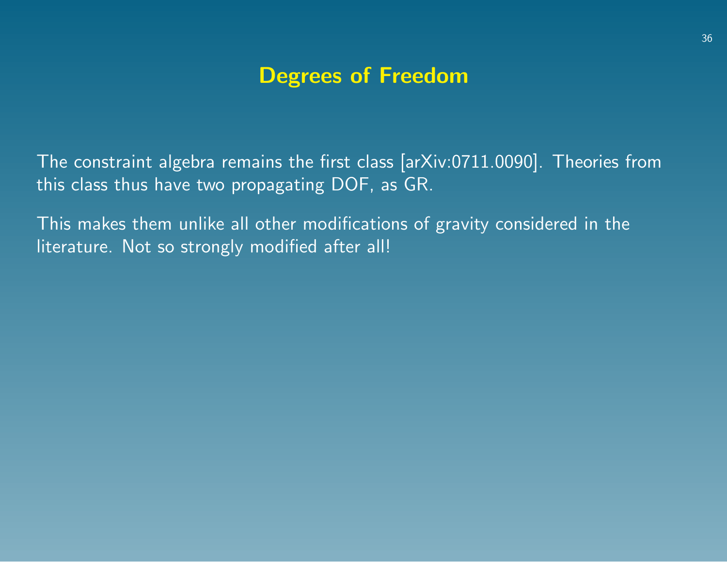# Degrees of Freedom

The constraint algebra remains the first class [arXiv:0711.0090]. Theories from this class thus have two propagating DOF, as GR.

This makes them unlike all other modifications of gravity considered in the literature. Not so strongly modified after all!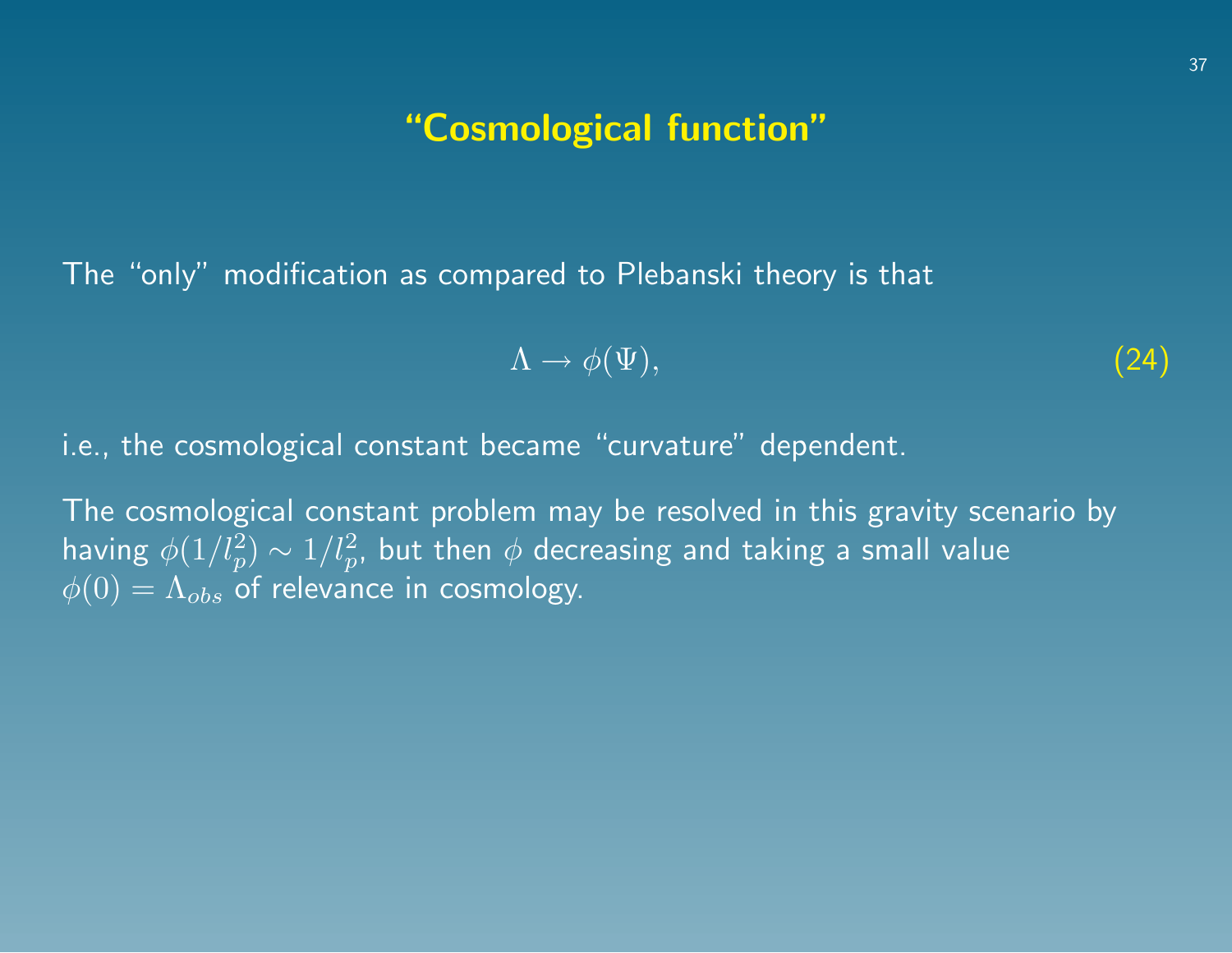# "Cosmological function"

The "only" modification as compared to Plebanski theory is that

$$\Lambda \to \phi(\Psi), \tag{24}$$

i.e., the cosmological constant became "curvature" dependent.

The cosmological constant problem may be resolved in this gravity scenario by having $\phi(1/l_p^2) \sim 1/l_p^2$, but then $\phi$ decreasing and taking a small value $\phi(0) = \Lambda_{obs}$ of relevance in cosmology.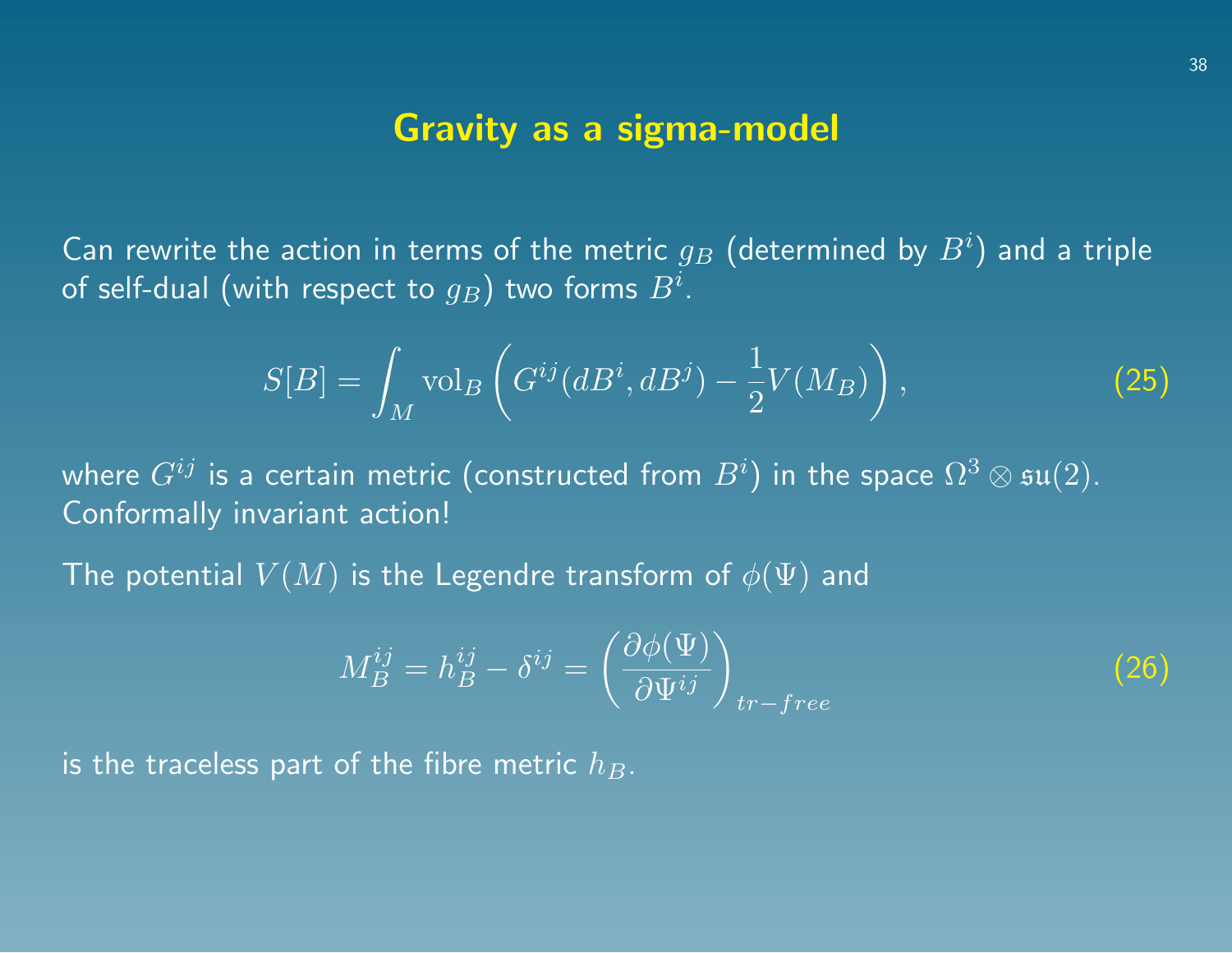## Gravity as a sigma-model

Can rewrite the action in terms of the metric $g_B$ (determined by $B^i$) and a triple of self-dual (with respect to $g_B$) two forms $B^i$.

$$S[B] = \int_M \mathrm{vol}_B \left( G^{ij}(dB^i, dB^j) - \frac{1}{2} V(M_B) \right), \tag{25}$$

where $G^{ij}$ is a certain metric (constructed from $B^i$) in the space $\Omega^3 \otimes \mathfrak{su}(2)$. Conformally invariant action!

The potential $V(M)$ is the Legendre transform of $\phi(\Psi)$ and

$$M_B^{ij} = h_B^{ij} - \delta^{ij} = \left( \frac{\partial \phi(\Psi)}{\partial \Psi^{ij}} \right)_{tr-free} \tag{26}$$

is the traceless part of the fibre metric $h_B$.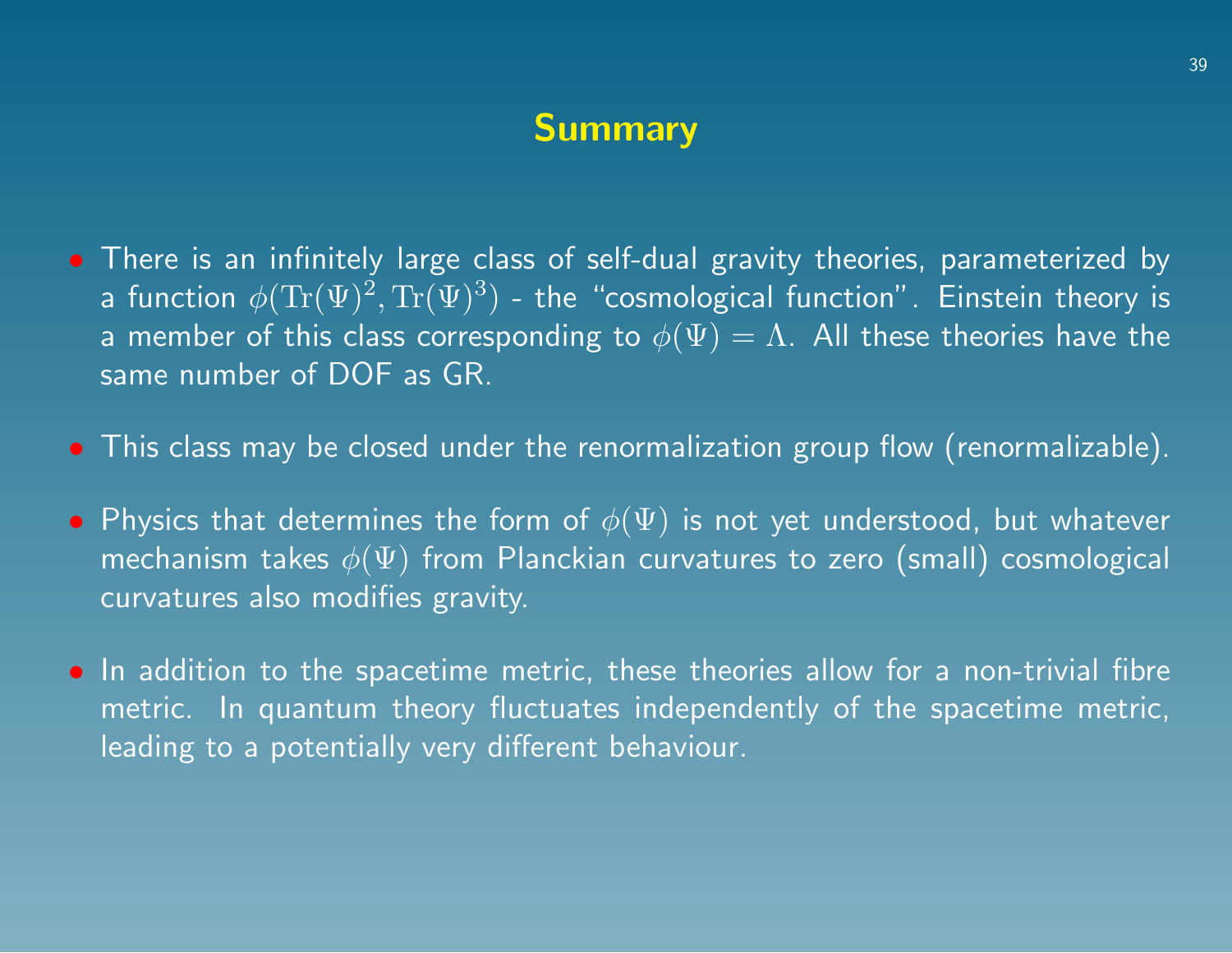# Summary

- There is an infinitely large class of self-dual gravity theories, parameterized by a function $\phi(\mathrm{Tr}(\Psi)^2, \mathrm{Tr}(\Psi)^3)$ - the "cosmological function". Einstein theory is a member of this class corresponding to $\phi(\Psi) = \Lambda$. All these theories have the same number of DOF as GR.

- This class may be closed under the renormalization group flow (renormalizable).

- Physics that determines the form of $\phi(\Psi)$ is not yet understood, but whatever mechanism takes $\phi(\Psi)$ from Planckian curvatures to zero (small) cosmological curvatures also modifies gravity.

- In addition to the spacetime metric, these theories allow for a non-trivial fibre metric. In quantum theory fluctuates independently of the spacetime metric, leading to a potentially very different behaviour.